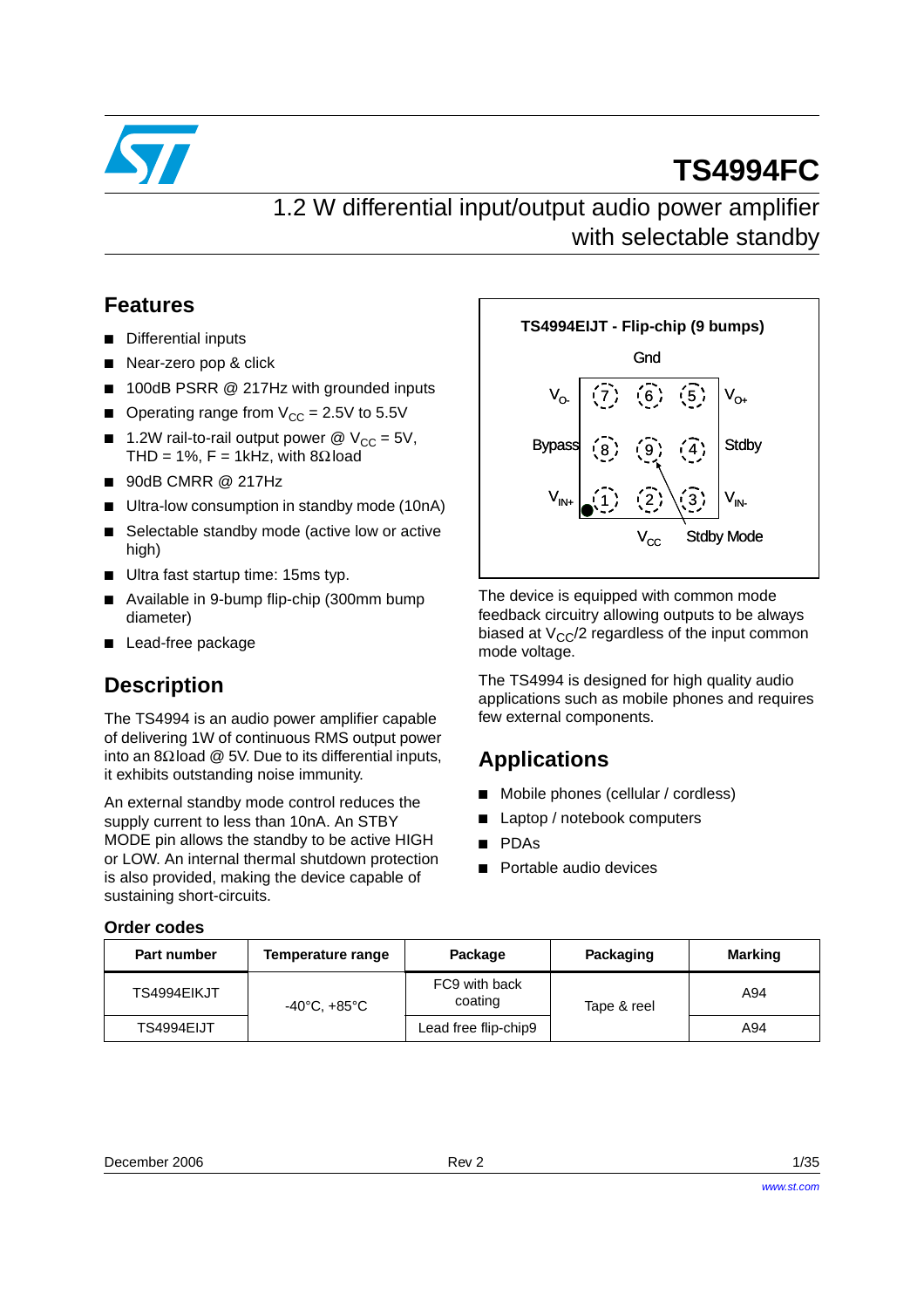# TS4994FC

## 1.2 W differential input/output audio power amplifier with selectable standby

## Features

- Differential inputs
- Near-zero pop & click
- 100dB PSRR @ 217Hz with grounded inputs
- Operating range from $V_{CC}$ = 2.5V to 5.5V
- 1.2W rail-to-rail output power @ $V_{CC}$ = 5V, THD = 1%, F = 1kHz, with 8Ω load
- 90dB CMRR @ 217Hz
- Ultra-low consumption in standby mode (10nA)
- Selectable standby mode (active low or active high)
- Ultra fast startup time: 15ms typ.
- Available in 9-bump flip-chip (300mm bump diameter)
- Lead-free package

**TS4994EIJT - Flip-chip (9 bumps)**

Gnd

| | | | | |
|---|---|---|---|---|
| $V_{O-}$ | 7 | 6 | 5 | $V_{O+}$ |
| Bypass | 8 | 9 | 4 | Stdby |
| $V_{IN+}$ | 1 | 2 | 3 | $V_{IN-}$ |

$V_{CC}$ Stdby Mode

## Description

The TS4994 is an audio power amplifier capable of delivering 1W of continuous RMS output power into an 8Ω load @ 5V. Due to its differential inputs, it exhibits outstanding noise immunity.

An external standby mode control reduces the supply current to less than 10nA. An STBY MODE pin allows the standby to be active HIGH or LOW. An internal thermal shutdown protection is also provided, making the device capable of sustaining short-circuits.

The device is equipped with common mode feedback circuitry allowing outputs to be always biased at $V_{CC}/2$ regardless of the input common mode voltage.

The TS4994 is designed for high quality audio applications such as mobile phones and requires few external components.

## Applications

- Mobile phones (cellular / cordless)
- Laptop / notebook computers
- PDAs
- Portable audio devices

### Order codes

| Part number | Temperature range | Package | Packaging | Marking |
|---|---|---|---|---|
| TS4994EIKJT | -40°C, +85°C | FC9 with back coating | Tape & reel | A94 |
| TS4994EIJT | | Lead free flip-chip9 | | A94 |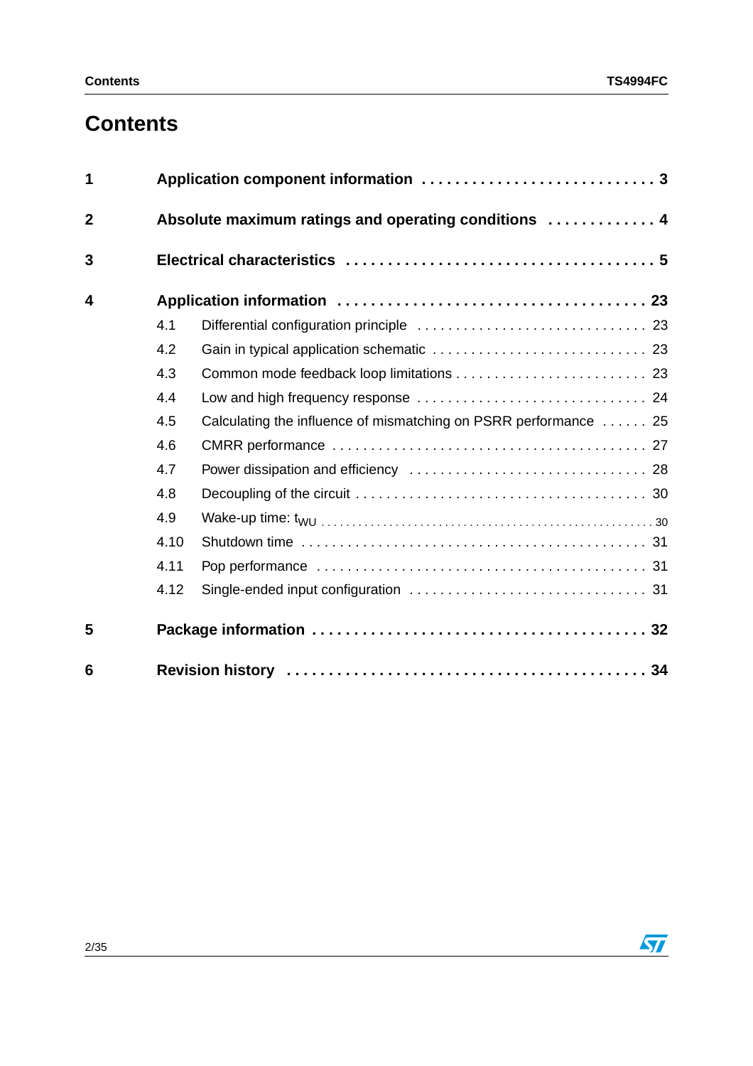# Contents

| | | |
|---|---|---|
| **1** | **Application component information** | **3** |
| **2** | **Absolute maximum ratings and operating conditions** | **4** |
| **3** | **Electrical characteristics** | **5** |
| **4** | **Application information** | **23** |
| 4.1 | Differential configuration principle | 23 |
| 4.2 | Gain in typical application schematic | 23 |
| 4.3 | Common mode feedback loop limitations | 23 |
| 4.4 | Low and high frequency response | 24 |
| 4.5 | Calculating the influence of mismatching on PSRR performance | 25 |
| 4.6 | CMRR performance | 27 |
| 4.7 | Power dissipation and efficiency | 28 |
| 4.8 | Decoupling of the circuit | 30 |
| 4.9 | Wake-up time: $t_{WU}$ | 30 |
| 4.10 | Shutdown time | 31 |
| 4.11 | Pop performance | 31 |
| 4.12 | Single-ended input configuration | 31 |
| **5** | **Package information** | **32** |
| **6** | **Revision history** | **34** |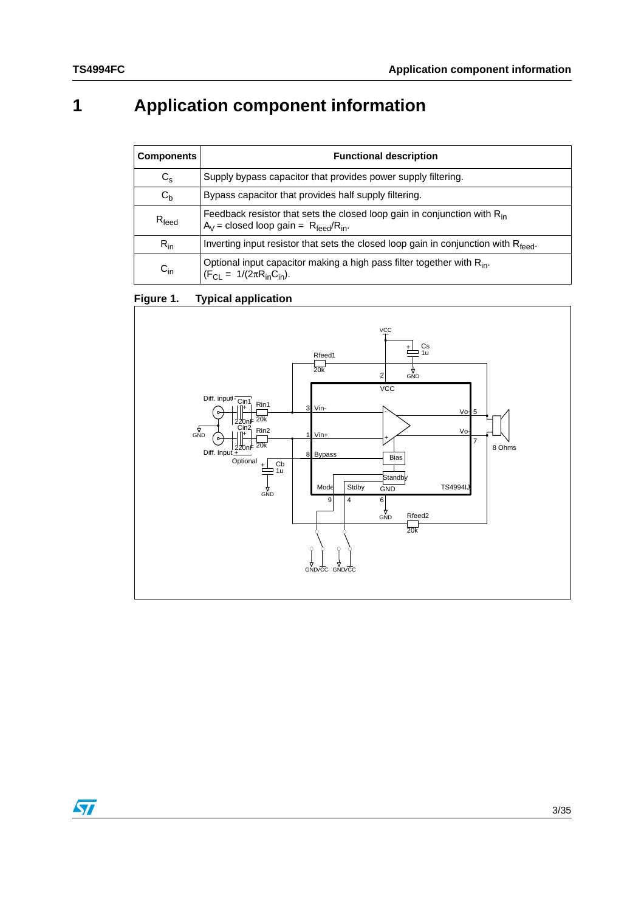# 1 Application component information

| Components | Functional description |
|---|---|
| $C_s$ | Supply bypass capacitor that provides power supply filtering. |
| $C_b$ | Bypass capacitor that provides half supply filtering. |
| $R_{feed}$ | Feedback resistor that sets the closed loop gain in conjunction with $R_{in}$ $A_V$ = closed loop gain = $R_{feed}/R_{in}$. |
| $R_{in}$ | Inverting input resistor that sets the closed loop gain in conjunction with $R_{feed}$. |
| $C_{in}$ | Optional input capacitor making a high pass filter together with $R_{in}$. ($F_{CL} = 1/(2\pi R_{in}C_{in})$). |

**Figure 1. Typical application**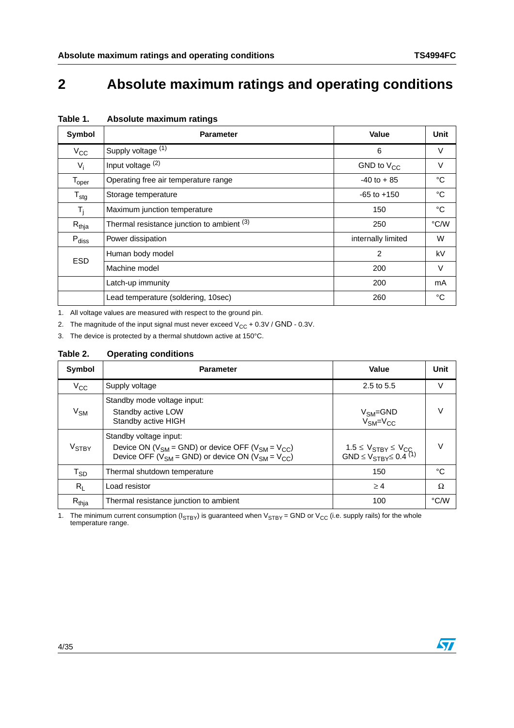# 2 Absolute maximum ratings and operating conditions

**Table 1. Absolute maximum ratings**

| Symbol | Parameter | Value | Unit |
|---|---|---|---|
| $V_{CC}$ | Supply voltage [(1)] | 6 | V |
| $V_i$ | Input voltage [(2)] | GND to $V_{CC}$ | V |
| $T_{oper}$ | Operating free air temperature range | -40 to + 85 | °C |
| $T_{stg}$ | Storage temperature | -65 to +150 | °C |
| $T_j$ | Maximum junction temperature | 150 | °C |
| $R_{thja}$ | Thermal resistance junction to ambient [(3)] | 250 | °C/W |
| $P_{diss}$ | Power dissipation | internally limited | W |
| ESD | Human body model | 2 | kV |
| | Machine model | 200 | V |
| | Latch-up immunity | 200 | mA |
| | Lead temperature (soldering, 10sec) | 260 | °C |

1. All voltage values are measured with respect to the ground pin.
2. The magnitude of the input signal must never exceed $V_{CC}$ + 0.3V / GND - 0.3V.
3. The device is protected by a thermal shutdown active at 150°C.

**Table 2. Operating conditions**

| Symbol | Parameter | Value | Unit |
|---|---|---|---|
| $V_{CC}$ | Supply voltage | 2.5 to 5.5 | V |
| $V_{SM}$ | Standby mode voltage input:<br>Standby active LOW<br>Standby active HIGH | <br>$V_{SM}$=GND<br>$V_{SM}$=$V_{CC}$ | V |
| $V_{STBY}$ | Standby voltage input:<br>Device ON ($V_{SM}$ = GND) or device OFF ($V_{SM}$ = $V_{CC}$)<br>Device OFF ($V_{SM}$ = GND) or device ON ($V_{SM}$ = $V_{CC}$) | <br>$1.5 \leq V_{STBY} \leq V_{CC}$<br>$GND \leq V_{STBY} \leq 0.4$ [(1)] | V |
| $T_{SD}$ | Thermal shutdown temperature | 150 | °C |
| $R_L$ | Load resistor | $\geq 4$ | Ω |
| $R_{thja}$ | Thermal resistance junction to ambient | 100 | °C/W |

1. The minimum current consumption ($I_{STBY}$) is guaranteed when $V_{STBY}$ = GND or $V_{CC}$ (i.e. supply rails) for the whole temperature range.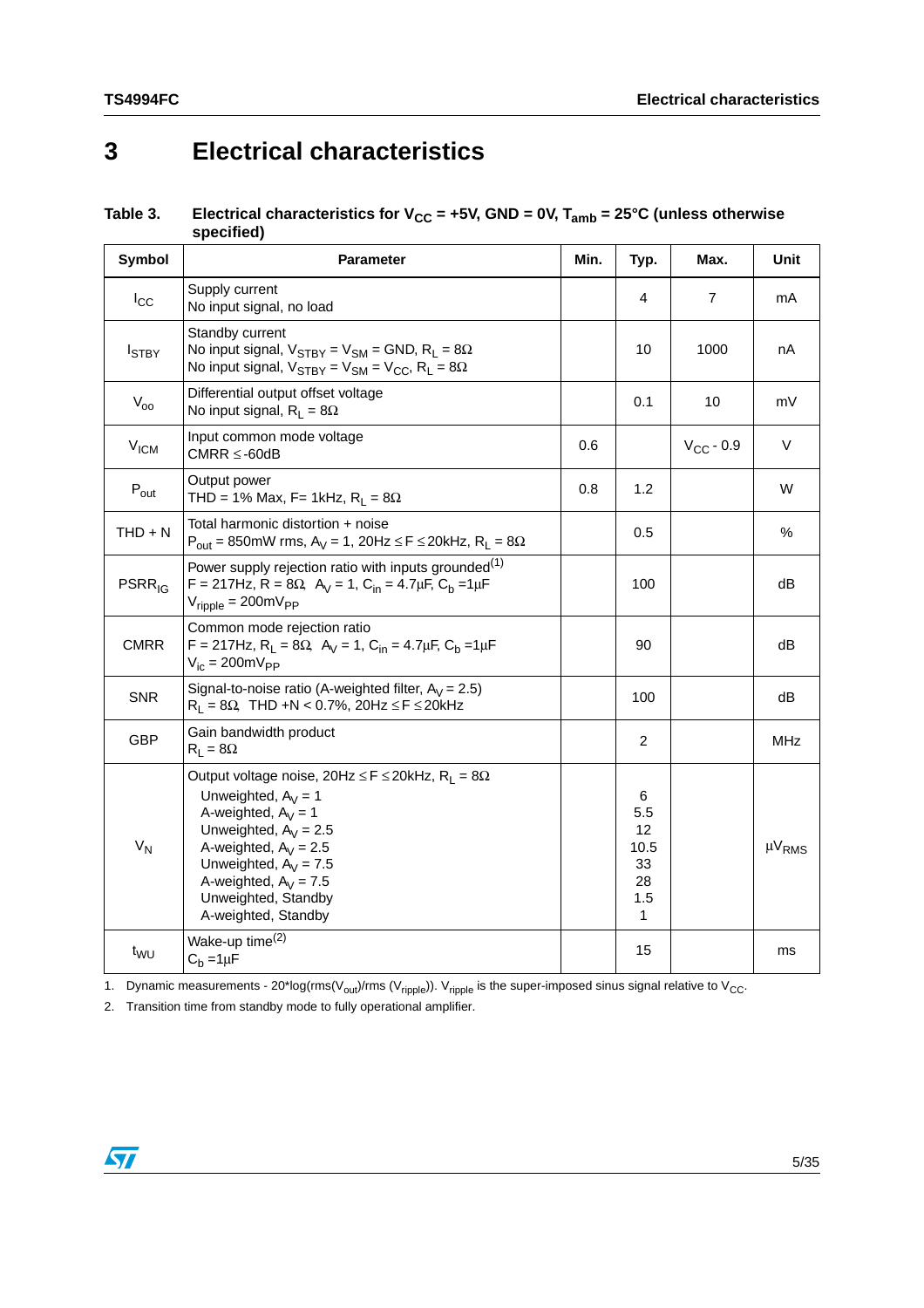# 3 Electrical characteristics

**Table 3. Electrical characteristics for $V_{CC}$ = +5V, GND = 0V, $T_{amb}$ = 25°C (unless otherwise specified)**

| Symbol | Parameter | Min. | Typ. | Max. | Unit |
|---|---|---|---|---|---|
| $I_{CC}$ | Supply current<br>No input signal, no load | | 4 | 7 | mA |
| $I_{STBY}$ | Standby current<br>No input signal, $V_{STBY} = V_{SM}$ = GND, $R_L = 8\Omega$<br>No input signal, $V_{STBY} = V_{SM} = V_{CC}$, $R_L = 8\Omega$ | | 10 | 1000 | nA |
| $V_{oo}$ | Differential output offset voltage<br>No input signal, $R_L = 8\Omega$ | | 0.1 | 10 | mV |
| $V_{ICM}$ | Input common mode voltage<br>CMRR ≤ -60dB | 0.6 | | $V_{CC}$ - 0.9 | V |
| $P_{out}$ | Output power<br>THD = 1% Max, F= 1kHz, $R_L = 8\Omega$ | 0.8 | 1.2 | | W |
| THD + N | Total harmonic distortion + noise<br>$P_{out}$ = 850mW rms, $A_V$ = 1, 20Hz ≤ F ≤ 20kHz, $R_L = 8\Omega$ | | 0.5 | | % |
| $PSRR_{IG}$ | Power supply rejection ratio with inputs grounded[(1)]<br>F = 217Hz, R = 8Ω, $A_V$ = 1, $C_{in}$ = 4.7µF, $C_b$ =1µF<br>$V_{ripple}$ = 200mV$_{PP}$ | | 100 | | dB |
| CMRR | Common mode rejection ratio<br>F = 217Hz, $R_L$ = 8Ω, $A_V$ = 1, $C_{in}$ = 4.7µF, $C_b$ =1µF<br>$V_{ic}$ = 200mV$_{PP}$ | | 90 | | dB |
| SNR | Signal-to-noise ratio (A-weighted filter, $A_V$ = 2.5)<br>$R_L$ = 8Ω, THD +N < 0.7%, 20Hz ≤ F ≤ 20kHz | | 100 | | dB |
| GBP | Gain bandwidth product<br>$R_L = 8\Omega$ | | 2 | | MHz |
| $V_N$ | Output voltage noise, 20Hz ≤ F ≤ 20kHz, $R_L = 8\Omega$<br>Unweighted, $A_V$ = 1<br>A-weighted, $A_V$ = 1<br>Unweighted, $A_V$ = 2.5<br>A-weighted, $A_V$ = 2.5<br>Unweighted, $A_V$ = 7.5<br>A-weighted, $A_V$ = 7.5<br>Unweighted, Standby<br>A-weighted, Standby | | <br>6<br>5.5<br>12<br>10.5<br>33<br>28<br>1.5<br>1 | | µV$_{RMS}$ |
| $t_{WU}$ | Wake-up time[(2)]<br>$C_b$ =1µF | | 15 | | ms |

1. Dynamic measurements - 20*log(rms($V_{out}$)/rms ($V_{ripple}$)). $V_{ripple}$ is the super-imposed sinus signal relative to $V_{CC}$.
2. Transition time from standby mode to fully operational amplifier.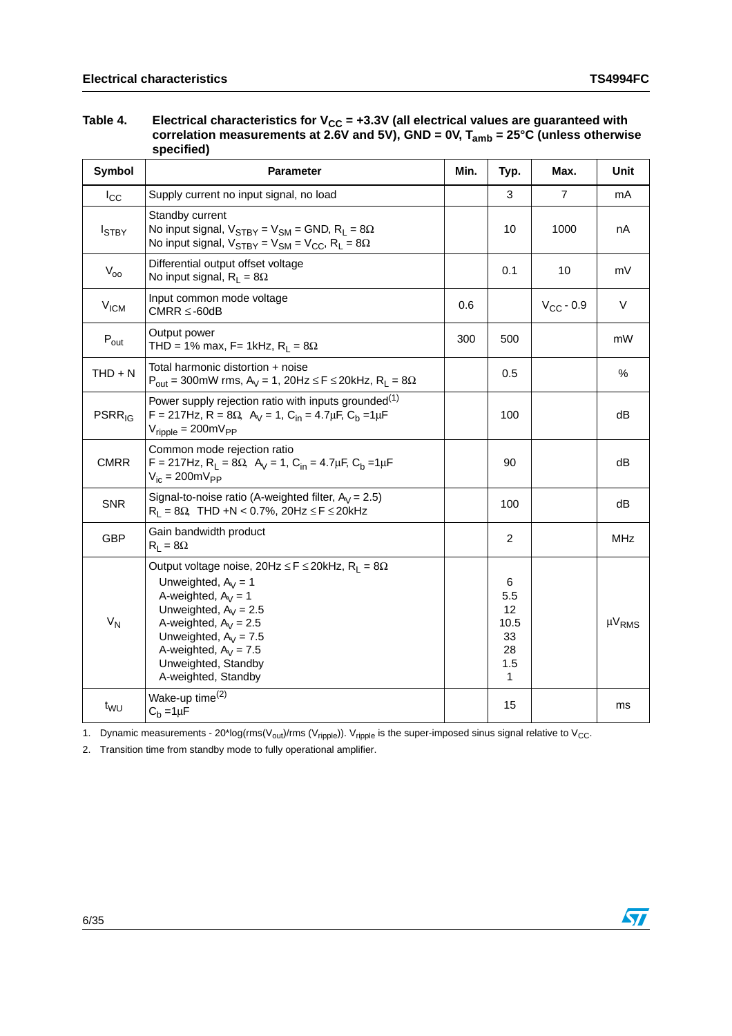**Table 4. Electrical characteristics for $V_{CC}$ = +3.3V (all electrical values are guaranteed with correlation measurements at 2.6V and 5V), GND = 0V, $T_{amb}$ = 25°C (unless otherwise specified)**

| Symbol | Parameter | Min. | Typ. | Max. | Unit |
|---|---|---|---|---|---|
| $I_{CC}$ | Supply current no input signal, no load | | 3 | 7 | mA |
| $I_{STBY}$ | Standby current<br>No input signal, $V_{STBY} = V_{SM}$ = GND, $R_L = 8\Omega$<br>No input signal, $V_{STBY} = V_{SM} = V_{CC}$, $R_L = 8\Omega$ | | 10 | 1000 | nA |
| $V_{oo}$ | Differential output offset voltage<br>No input signal, $R_L = 8\Omega$ | | 0.1 | 10 | mV |
| $V_{ICM}$ | Input common mode voltage<br>CMRR $\leq$ -60dB | 0.6 | | $V_{CC}$ - 0.9 | V |
| $P_{out}$ | Output power<br>THD = 1% max, F= 1kHz, $R_L = 8\Omega$ | 300 | 500 | | mW |
| THD + N | Total harmonic distortion + noise<br>$P_{out}$ = 300mW rms, $A_V$ = 1, 20Hz $\leq$ F $\leq$ 20kHz, $R_L = 8\Omega$ | | 0.5 | | % |
| $PSRR_{IG}$ | Power supply rejection ratio with inputs grounded[1]<br>F = 217Hz, R = $8\Omega$, $A_V$ = 1, $C_{in}$ = 4.7µF, $C_b$ =1µF<br>$V_{ripple}$ = 200m$V_{PP}$ | | 100 | | dB |
| CMRR | Common mode rejection ratio<br>F = 217Hz, $R_L = 8\Omega$, $A_V$ = 1, $C_{in}$ = 4.7µF, $C_b$ =1µF<br>$V_{ic}$ = 200m$V_{PP}$ | | 90 | | dB |
| SNR | Signal-to-noise ratio (A-weighted filter, $A_V$ = 2.5)<br>$R_L = 8\Omega$, THD +N < 0.7%, 20Hz $\leq$ F $\leq$ 20kHz | | 100 | | dB |
| GBP | Gain bandwidth product<br>$R_L = 8\Omega$ | | 2 | | MHz |
| $V_N$ | Output voltage noise, 20Hz $\leq$ F $\leq$ 20kHz, $R_L = 8\Omega$<br>Unweighted, $A_V$ = 1<br>A-weighted, $A_V$ = 1<br>Unweighted, $A_V$ = 2.5<br>A-weighted, $A_V$ = 2.5<br>Unweighted, $A_V$ = 7.5<br>A-weighted, $A_V$ = 7.5<br>Unweighted, Standby<br>A-weighted, Standby | | <br>6<br>5.5<br>12<br>10.5<br>33<br>28<br>1.5<br>1 | | µ$V_{RMS}$ |
| $t_{WU}$ | Wake-up time[2]<br>$C_b$ =1µF | | 15 | | ms |

1. Dynamic measurements - 20*log(rms($V_{out}$)/rms ($V_{ripple}$)). $V_{ripple}$ is the super-imposed sinus signal relative to $V_{CC}$.
2. Transition time from standby mode to fully operational amplifier.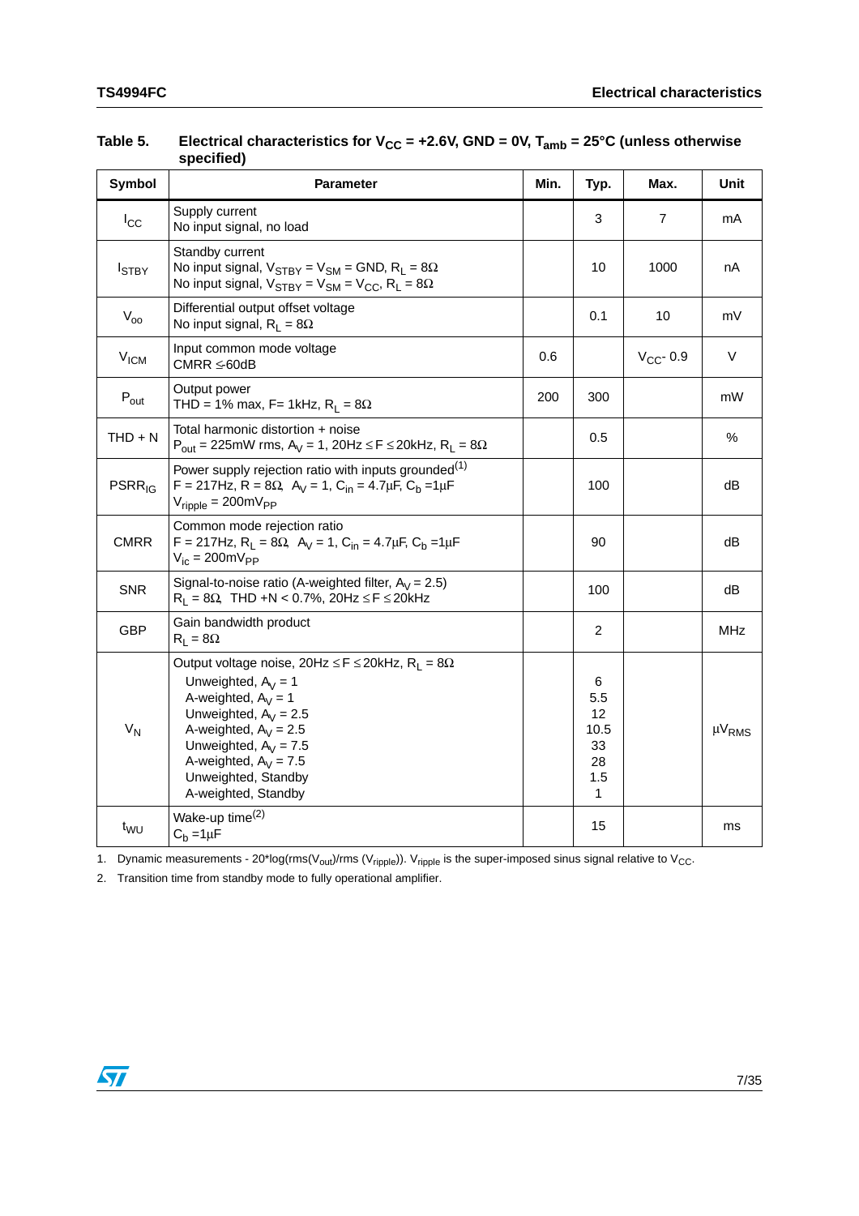**Table 5. Electrical characteristics for $V_{CC}$ = +2.6V, GND = 0V, $T_{amb}$ = 25°C (unless otherwise specified)**

| Symbol | Parameter | Min. | Typ. | Max. | Unit |
|---|---|---|---|---|---|
| $I_{CC}$ | Supply current<br>No input signal, no load | | 3 | 7 | mA |
| $I_{STBY}$ | Standby current<br>No input signal, $V_{STBY} = V_{SM}$ = GND, $R_L = 8\Omega$<br>No input signal, $V_{STBY} = V_{SM} = V_{CC}$, $R_L = 8\Omega$ | | 10 | 1000 | nA |
| $V_{oo}$ | Differential output offset voltage<br>No input signal, $R_L = 8\Omega$ | | 0.1 | 10 | mV |
| $V_{ICM}$ | Input common mode voltage<br>CMRR ≤-60dB | 0.6 | | $V_{CC}$- 0.9 | V |
| $P_{out}$ | Output power<br>THD = 1% max, F= 1kHz, $R_L = 8\Omega$ | 200 | 300 | | mW |
| THD + N | Total harmonic distortion + noise<br>$P_{out}$ = 225mW rms, $A_V$ = 1, 20Hz ≤ F ≤ 20kHz, $R_L = 8\Omega$ | | 0.5 | | % |
| $PSRR_{IG}$ | Power supply rejection ratio with inputs grounded(1)<br>F = 217Hz, R = 8Ω, $A_V$ = 1, $C_{in}$ = 4.7µF, $C_b$ =1µF<br>$V_{ripple}$ = 200m$V_{PP}$ | | 100 | | dB |
| CMRR | Common mode rejection ratio<br>F = 217Hz, $R_L$ = 8Ω, $A_V$ = 1, $C_{in}$ = 4.7µF, $C_b$ =1µF<br>$V_{ic}$ = 200m$V_{PP}$ | | 90 | | dB |
| SNR | Signal-to-noise ratio (A-weighted filter, $A_V$ = 2.5)<br>$R_L$ = 8Ω, THD +N < 0.7%, 20Hz ≤ F ≤ 20kHz | | 100 | | dB |
| GBP | Gain bandwidth product<br>$R_L$ = 8Ω | | 2 | | MHz |
| $V_N$ | Output voltage noise, 20Hz ≤ F ≤ 20kHz, $R_L$ = 8Ω<br>Unweighted, $A_V$ = 1<br>A-weighted, $A_V$ = 1<br>Unweighted, $A_V$ = 2.5<br>A-weighted, $A_V$ = 2.5<br>Unweighted, $A_V$ = 7.5<br>A-weighted, $A_V$ = 7.5<br>Unweighted, Standby<br>A-weighted, Standby | | <br>6<br>5.5<br>12<br>10.5<br>33<br>28<br>1.5<br>1 | | µ$V_{RMS}$ |
| $t_{WU}$ | Wake-up time(2)<br>$C_b$ =1µF | | 15 | | ms |

1. Dynamic measurements - 20*log(rms($V_{out}$)/rms ($V_{ripple}$)). $V_{ripple}$ is the super-imposed sinus signal relative to $V_{CC}$.
2. Transition time from standby mode to fully operational amplifier.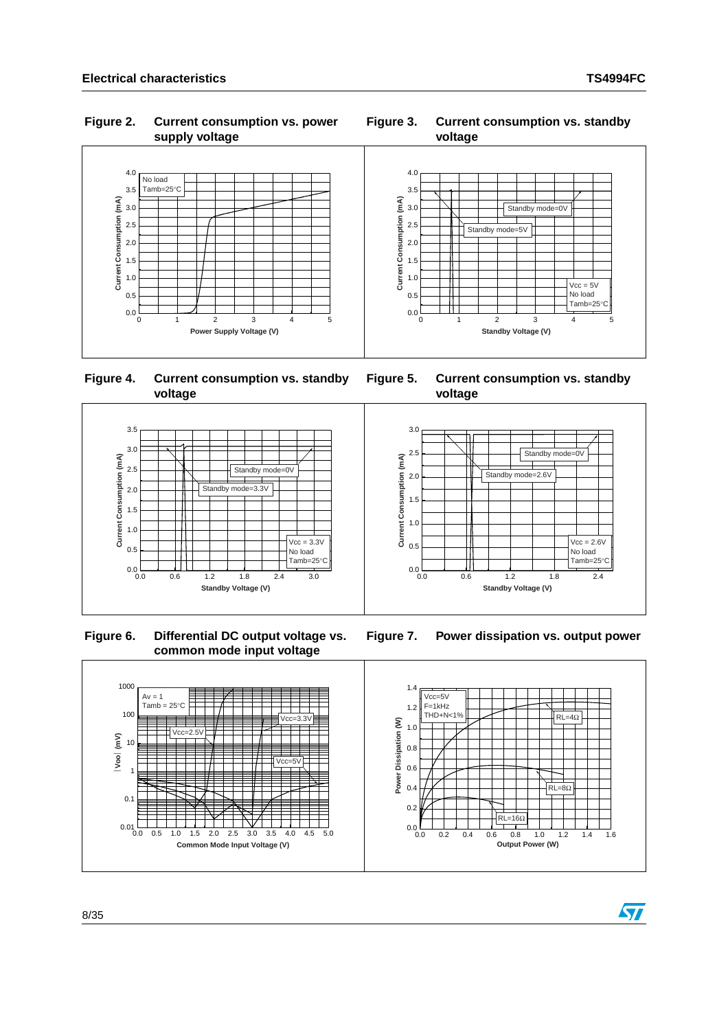**Figure 2. Current consumption vs. power supply voltage**

**Figure 3. Current consumption vs. standby voltage**

**Figure 4. Current consumption vs. standby voltage**

**Figure 5. Current consumption vs. standby voltage**

**Figure 6. Differential DC output voltage vs. common mode input voltage**

**Figure 7. Power dissipation vs. output power**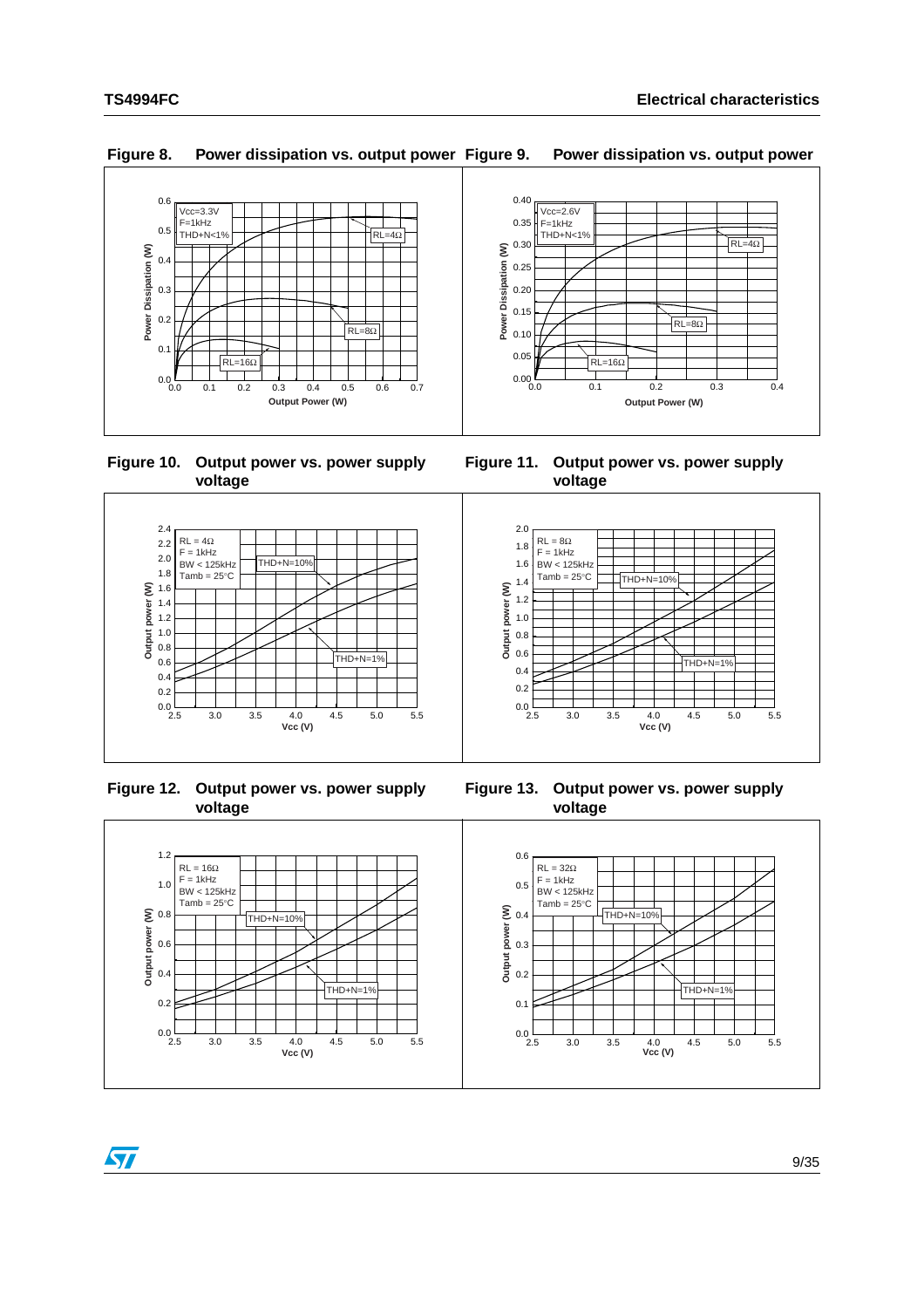Figure 8. Power dissipation vs. output power

Figure 9. Power dissipation vs. output power

Figure 10. Output power vs. power supply voltage

Figure 11. Output power vs. power supply voltage

Figure 12. Output power vs. power supply voltage

Figure 13. Output power vs. power supply voltage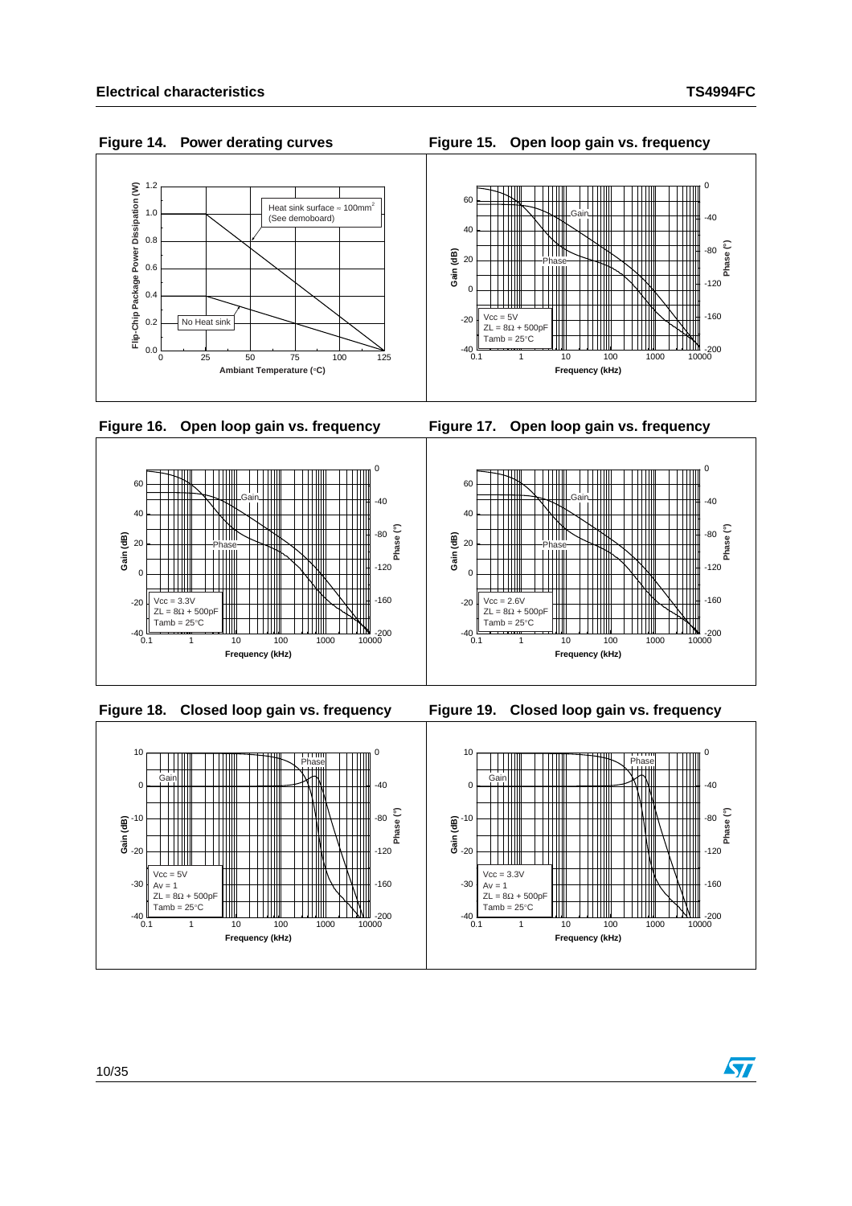Figure 14. Power derating curves

Figure 15. Open loop gain vs. frequency

Figure 16. Open loop gain vs. frequency

Figure 17. Open loop gain vs. frequency

Figure 18. Closed loop gain vs. frequency

Figure 19. Closed loop gain vs. frequency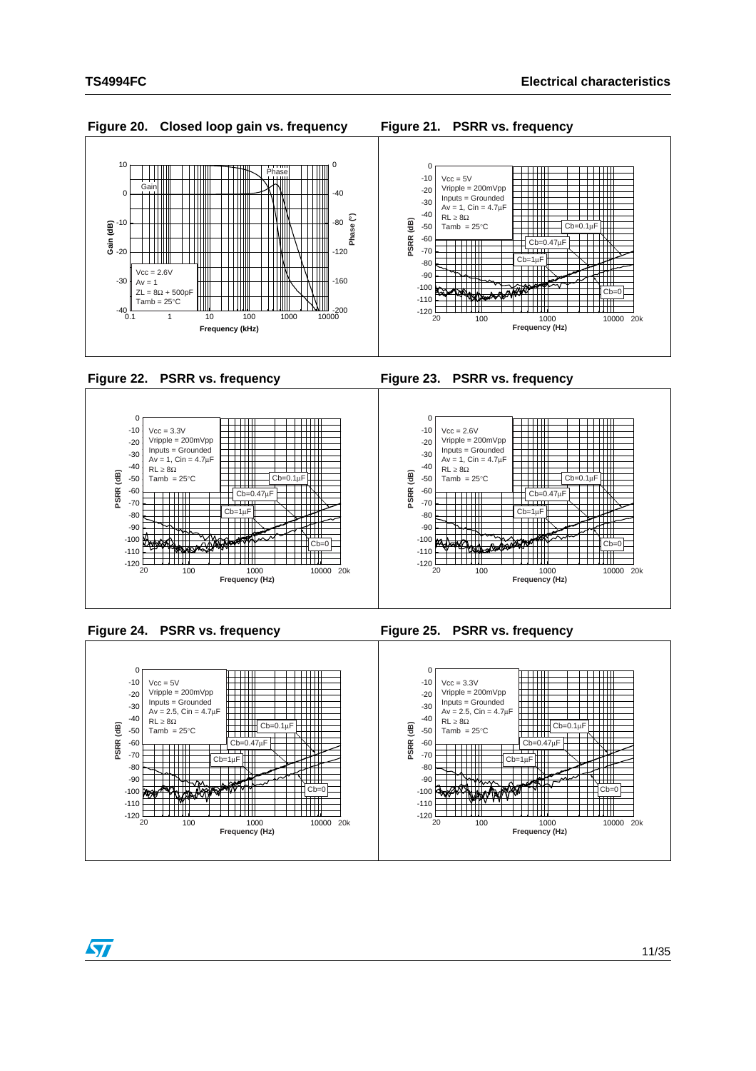**Figure 20. Closed loop gain vs. frequency**

Vcc = 2.6V
Av = 1
ZL = 8Ω + 500pF
Tamb = 25°C

**Figure 21. PSRR vs. frequency**

Vcc = 5V
Vripple = 200mVpp
Inputs = Grounded
Av = 1, Cin = 4.7µF
RL ≥ 8Ω
Tamb = 25°C

**Figure 22. PSRR vs. frequency**

Vcc = 3.3V
Vripple = 200mVpp
Inputs = Grounded
Av = 1, Cin = 4.7µF
RL ≥ 8Ω
Tamb = 25°C

**Figure 23. PSRR vs. frequency**

Vcc = 2.6V
Vripple = 200mVpp
Inputs = Grounded
Av = 1, Cin = 4.7µF
RL ≥ 8Ω
Tamb = 25°C

**Figure 24. PSRR vs. frequency**

Vcc = 5V
Vripple = 200mVpp
Inputs = Grounded
Av = 2.5, Cin = 4.7µF
RL ≥ 8Ω
Tamb = 25°C

**Figure 25. PSRR vs. frequency**

Vcc = 3.3V
Vripple = 200mVpp
Inputs = Grounded
Av = 2.5, Cin = 4.7µF
RL ≥ 8Ω
Tamb = 25°C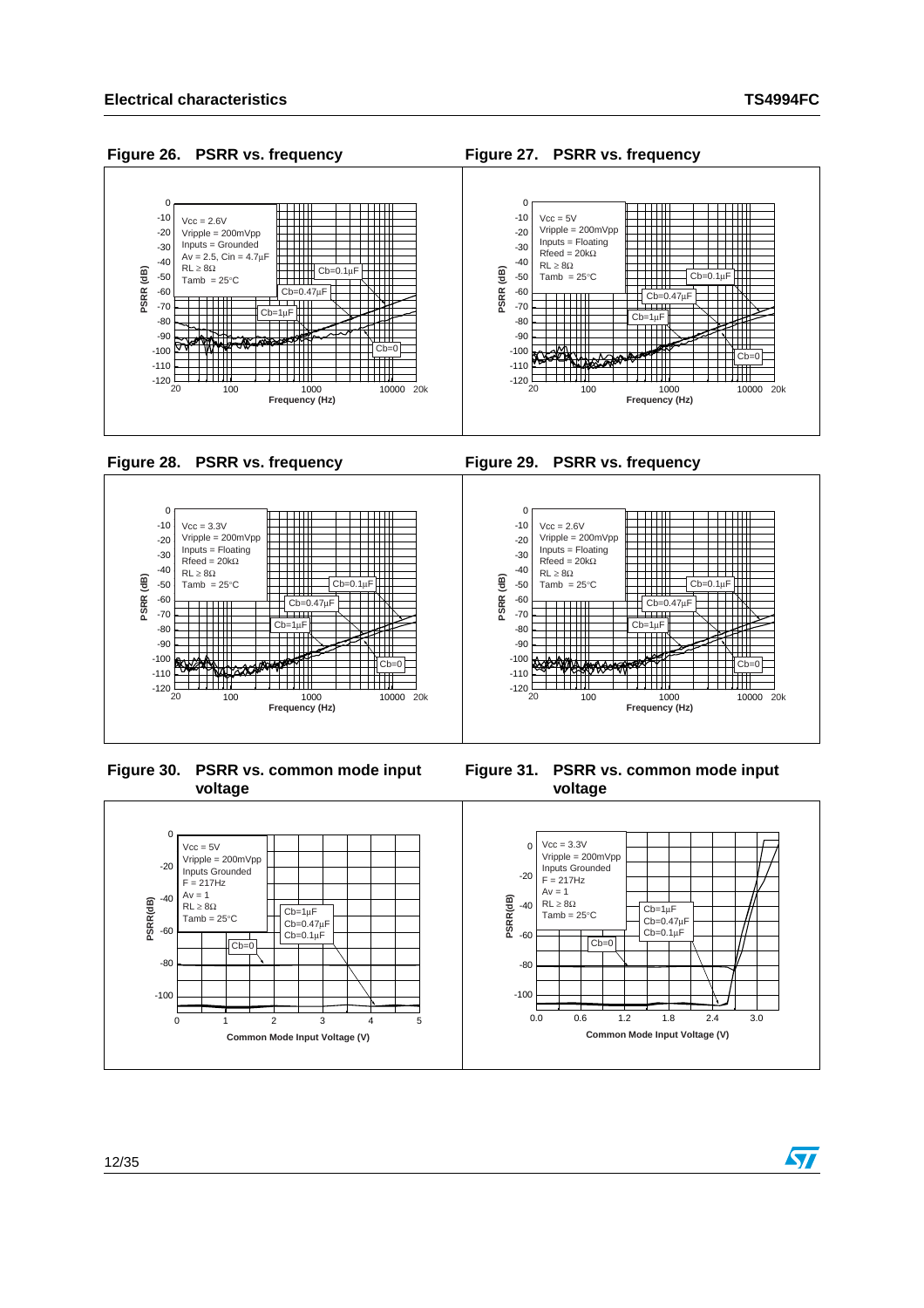Figure 26. PSRR vs. frequency

Figure 27. PSRR vs. frequency

Figure 28. PSRR vs. frequency

Figure 29. PSRR vs. frequency

Figure 30. PSRR vs. common mode input voltage

Figure 31. PSRR vs. common mode input voltage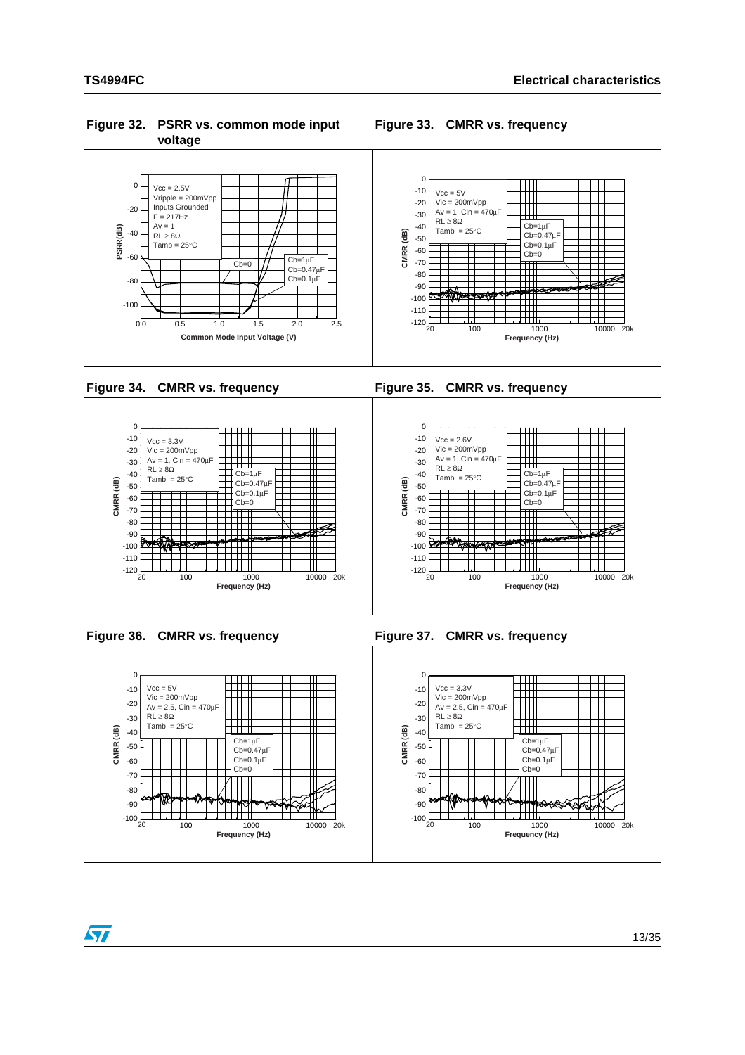Figure 32. PSRR vs. common mode input voltage

Figure 33. CMRR vs. frequency

Figure 34. CMRR vs. frequency

Figure 35. CMRR vs. frequency

Figure 36. CMRR vs. frequency

Figure 37. CMRR vs. frequency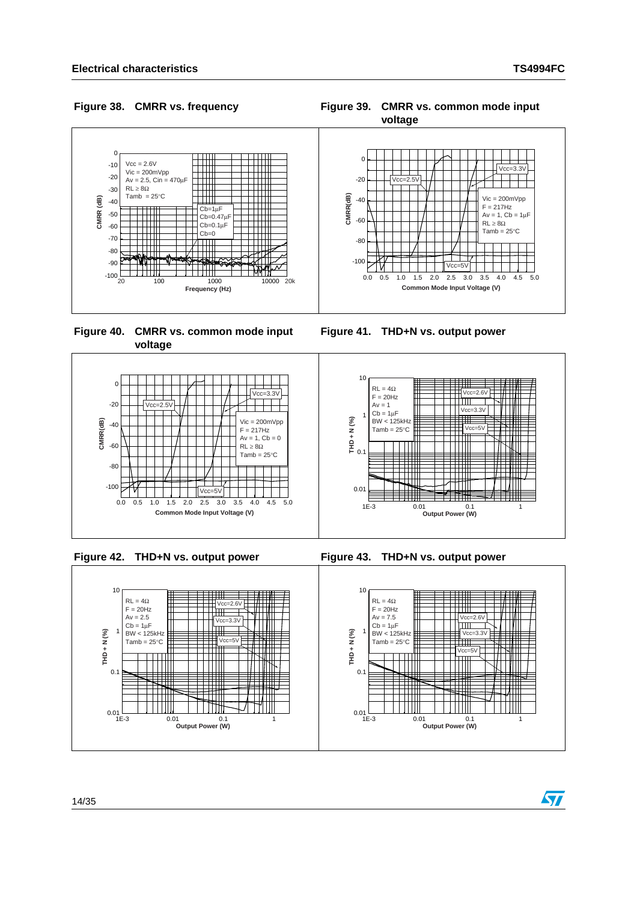Figure 38. CMRR vs. frequency

Figure 39. CMRR vs. common mode input voltage

Figure 40. CMRR vs. common mode input voltage

Figure 41. THD+N vs. output power

Figure 42. THD+N vs. output power

Figure 43. THD+N vs. output power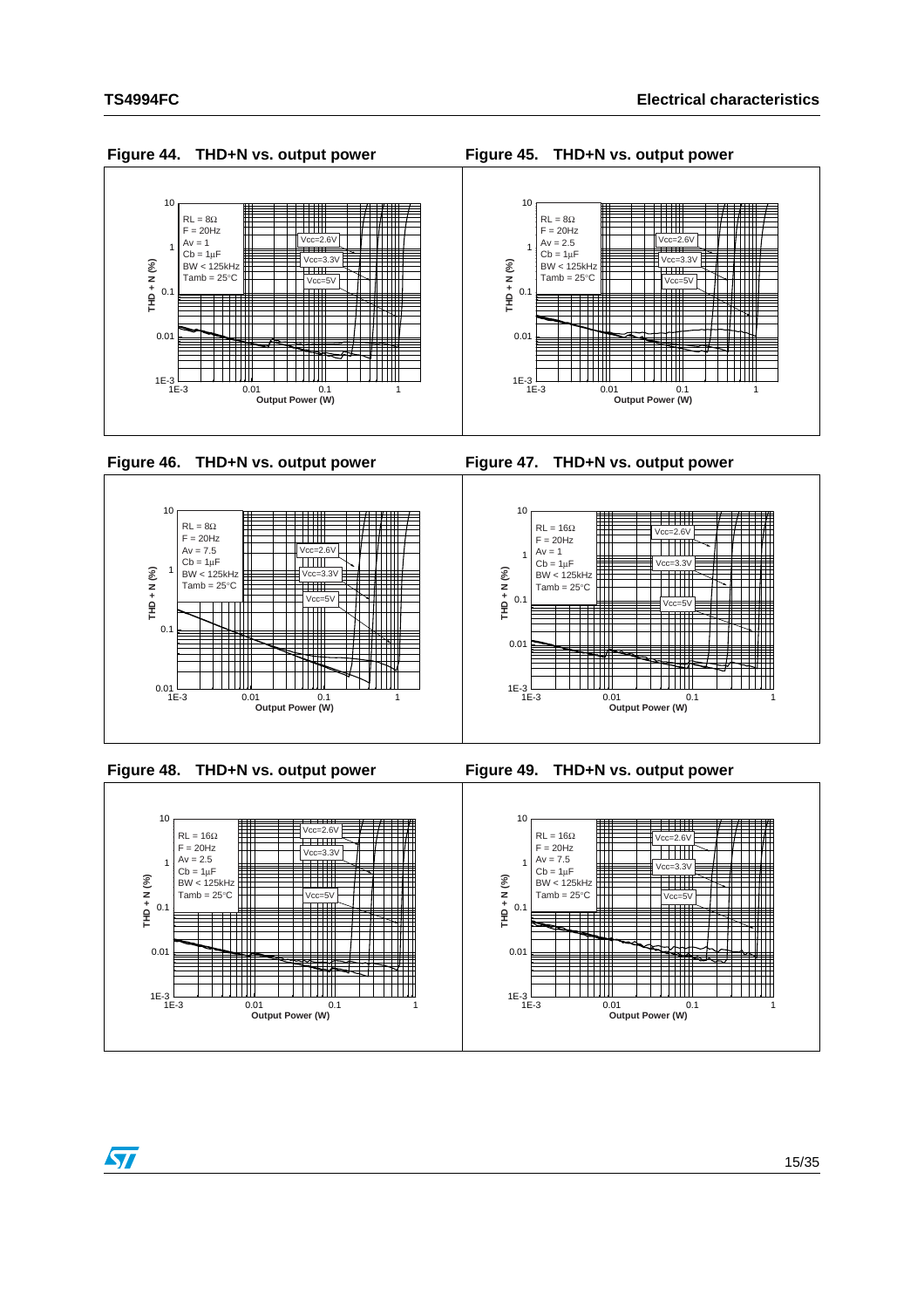Figure 44. THD+N vs. output power

Figure 45. THD+N vs. output power

Figure 46. THD+N vs. output power

Figure 47. THD+N vs. output power

Figure 48. THD+N vs. output power

Figure 49. THD+N vs. output power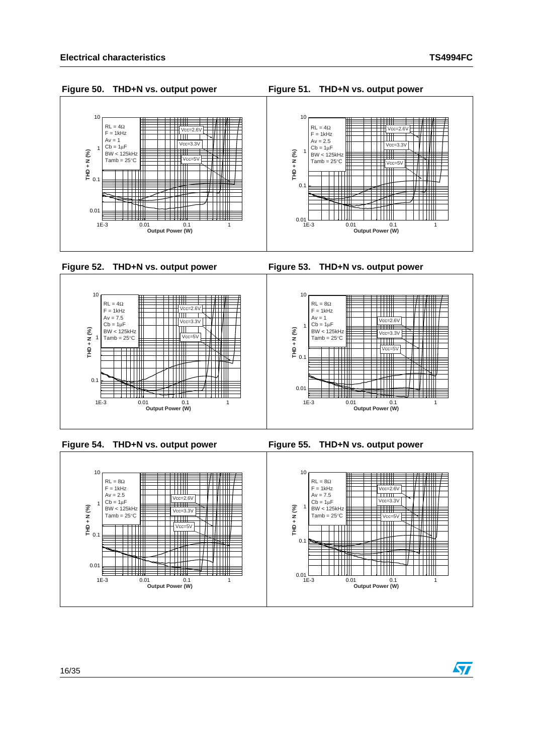Figure 50. THD+N vs. output power

RL = 4Ω
F = 1kHz
Av = 1
Cb = 1µF
BW < 125kHz
Tamb = 25°C

Vcc=2.6V
Vcc=3.3V
Vcc=5V

THD + N (%)
Output Power (W)

Figure 51. THD+N vs. output power

RL = 4Ω
F = 1kHz
Av = 2.5
Cb = 1µF
BW < 125kHz
Tamb = 25°C

Vcc=2.6V
Vcc=3.3V
Vcc=5V

THD + N (%)
Output Power (W)

Figure 52. THD+N vs. output power

RL = 4Ω
F = 1kHz
Av = 7.5
Cb = 1µF
BW < 125kHz
Tamb = 25°C

Vcc=2.6V
Vcc=3.3V
Vcc=5V

THD + N (%)
Output Power (W)

Figure 53. THD+N vs. output power

RL = 8Ω
F = 1kHz
Av = 1
Cb = 1µF
BW < 125kHz
Tamb = 25°C

Vcc=2.6V
Vcc=3.3V
Vcc=5V

THD + N (%)
Output Power (W)

Figure 54. THD+N vs. output power

RL = 8Ω
F = 1kHz
Av = 2.5
Cb = 1µF
BW < 125kHz
Tamb = 25°C

Vcc=2.6V
Vcc=3.3V
Vcc=5V

THD + N (%)
Output Power (W)

Figure 55. THD+N vs. output power

RL = 8Ω
F = 1kHz
Av = 7.5
Cb = 1µF
BW < 125kHz
Tamb = 25°C

Vcc=2.6V
Vcc=3.3V
Vcc=5V

THD + N (%)
Output Power (W)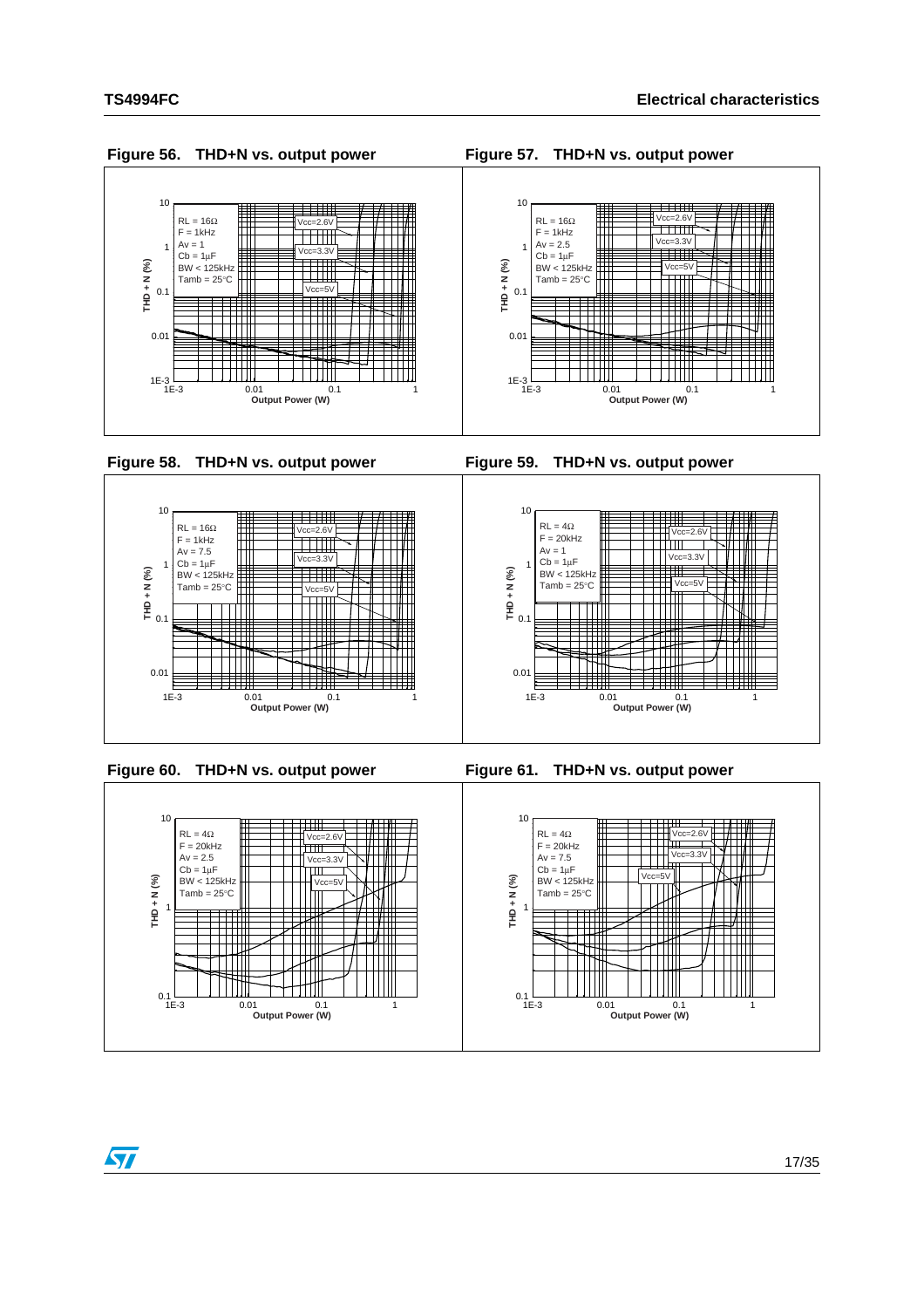**Figure 56. THD+N vs. output power**

RL = 16Ω
F = 1kHz
Av = 1
Cb = 1µF
BW < 125kHz
Tamb = 25°C

Vcc=2.6V
Vcc=3.3V
Vcc=5V

THD + N (%)
Output Power (W)

**Figure 57. THD+N vs. output power**

RL = 16Ω
F = 1kHz
Av = 2.5
Cb = 1µF
BW < 125kHz
Tamb = 25°C

Vcc=2.6V
Vcc=3.3V
Vcc=5V

THD + N (%)
Output Power (W)

**Figure 58. THD+N vs. output power**

RL = 16Ω
F = 1kHz
Av = 7.5
Cb = 1µF
BW < 125kHz
Tamb = 25°C

Vcc=2.6V
Vcc=3.3V
Vcc=5V

THD + N (%)
Output Power (W)

**Figure 59. THD+N vs. output power**

RL = 4Ω
F = 20kHz
Av = 1
Cb = 1µF
BW < 125kHz
Tamb = 25°C

Vcc=2.6V
Vcc=3.3V
Vcc=5V

THD + N (%)
Output Power (W)

**Figure 60. THD+N vs. output power**

RL = 4Ω
F = 20kHz
Av = 2.5
Cb = 1µF
BW < 125kHz
Tamb = 25°C

Vcc=2.6V
Vcc=3.3V
Vcc=5V

THD + N (%)
Output Power (W)

**Figure 61. THD+N vs. output power**

RL = 4Ω
F = 20kHz
Av = 7.5
Cb = 1µF
BW < 125kHz
Tamb = 25°C

Vcc=2.6V
Vcc=3.3V
Vcc=5V

THD + N (%)
Output Power (W)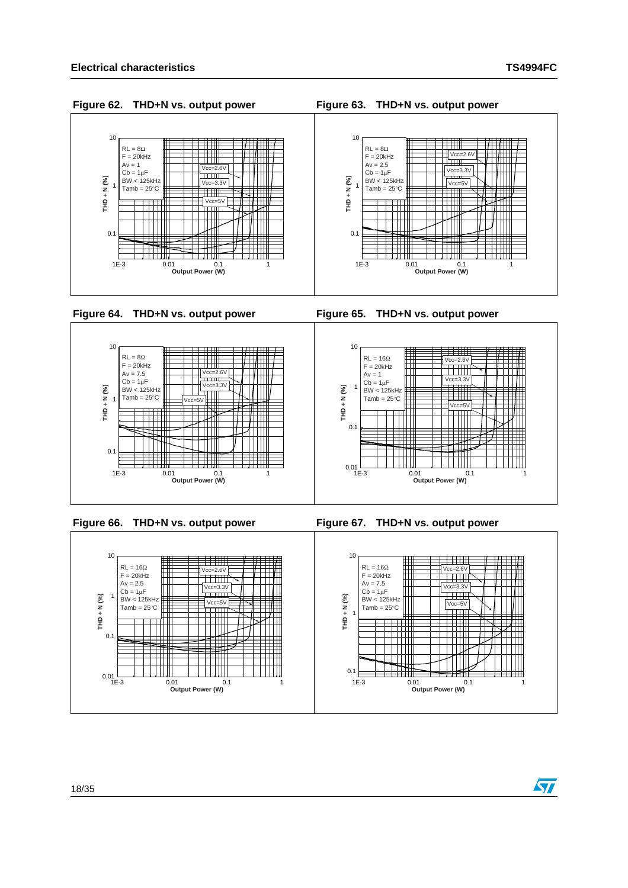Figure 62. THD+N vs. output power

Figure 63. THD+N vs. output power

Figure 64. THD+N vs. output power

Figure 65. THD+N vs. output power

Figure 66. THD+N vs. output power

Figure 67. THD+N vs. output power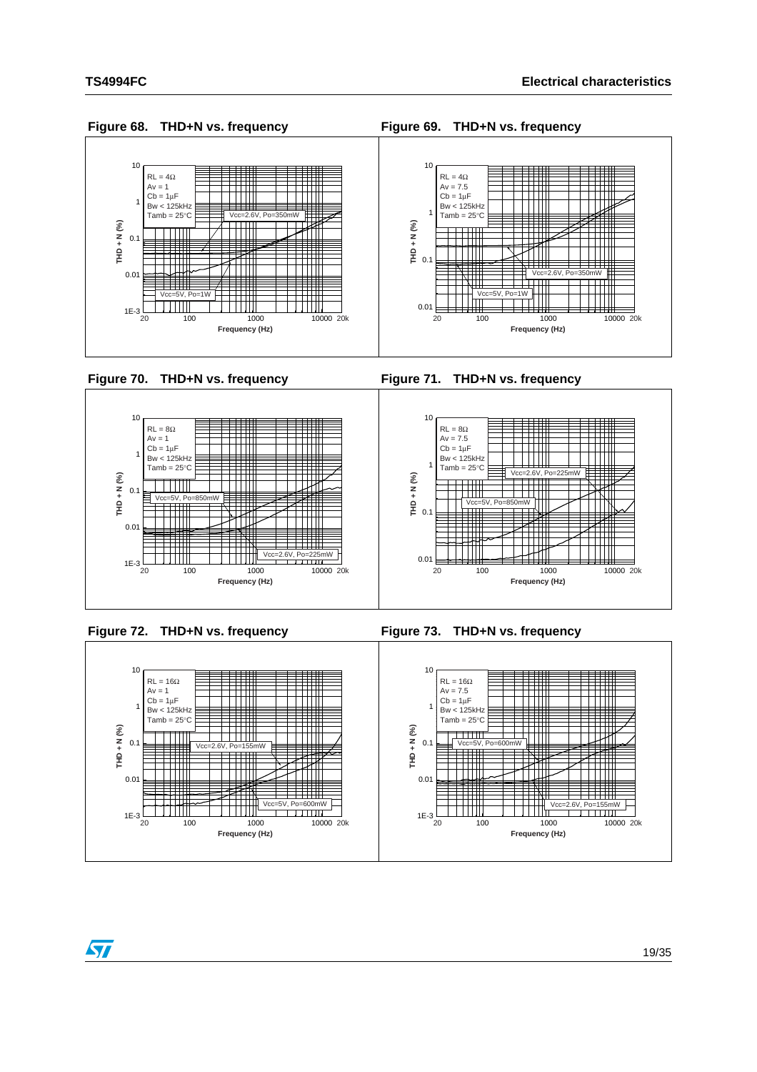**Figure 68. THD+N vs. frequency**

RL = 4Ω
Av = 1
Cb = 1µF
Bw < 125kHz
Tamb = 25°C

Vcc=2.6V, Po=350mW

Vcc=5V, Po=1W

THD + N (%)

Frequency (Hz)

**Figure 69. THD+N vs. frequency**

RL = 4Ω
Av = 7.5
Cb = 1µF
Bw < 125kHz
Tamb = 25°C

Vcc=2.6V, Po=350mW

Vcc=5V, Po=1W

THD + N (%)

Frequency (Hz)

**Figure 70. THD+N vs. frequency**

RL = 8Ω
Av = 1
Cb = 1µF
Bw < 125kHz
Tamb = 25°C

Vcc=5V, Po=850mW

Vcc=2.6V, Po=225mW

THD + N (%)

Frequency (Hz)

**Figure 71. THD+N vs. frequency**

RL = 8Ω
Av = 7.5
Cb = 1µF
Bw < 125kHz
Tamb = 25°C

Vcc=2.6V, Po=225mW

Vcc=5V, Po=850mW

THD + N (%)

Frequency (Hz)

**Figure 72. THD+N vs. frequency**

RL = 16Ω
Av = 1
Cb = 1µF
Bw < 125kHz
Tamb = 25°C

Vcc=2.6V, Po=155mW

Vcc=5V, Po=600mW

THD + N (%)

Frequency (Hz)

**Figure 73. THD+N vs. frequency**

RL = 16Ω
Av = 7.5
Cb = 1µF
Bw < 125kHz
Tamb = 25°C

Vcc=5V, Po=600mW

Vcc=2.6V, Po=155mW

THD + N (%)

Frequency (Hz)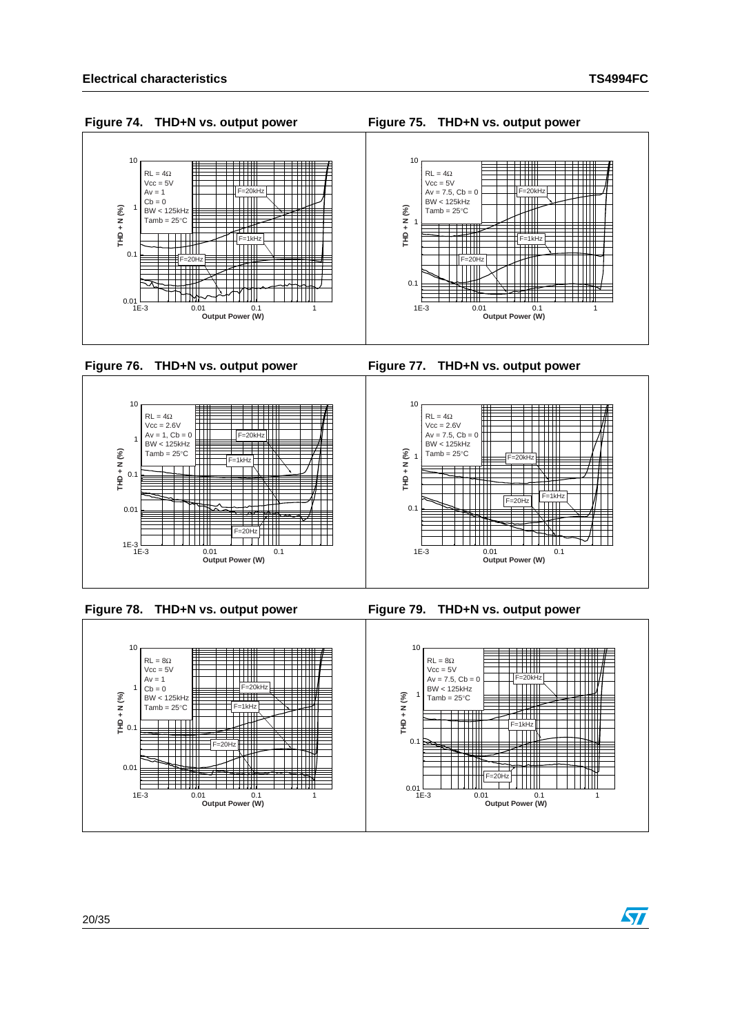Figure 74. THD+N vs. output power

RL = 4Ω
Vcc = 5V
Av = 1
Cb = 0
BW < 125kHz
Tamb = 25°C

Figure 75. THD+N vs. output power

RL = 4Ω
Vcc = 5V
Av = 7.5, Cb = 0
BW < 125kHz
Tamb = 25°C

Figure 76. THD+N vs. output power

RL = 4Ω
Vcc = 2.6V
Av = 1, Cb = 0
BW < 125kHz
Tamb = 25°C

Figure 77. THD+N vs. output power

RL = 4Ω
Vcc = 2.6V
Av = 7.5, Cb = 0
BW < 125kHz
Tamb = 25°C

Figure 78. THD+N vs. output power

RL = 8Ω
Vcc = 5V
Av = 1
Cb = 0
BW < 125kHz
Tamb = 25°C

Figure 79. THD+N vs. output power

RL = 8Ω
Vcc = 5V
Av = 7.5, Cb = 0
BW < 125kHz
Tamb = 25°C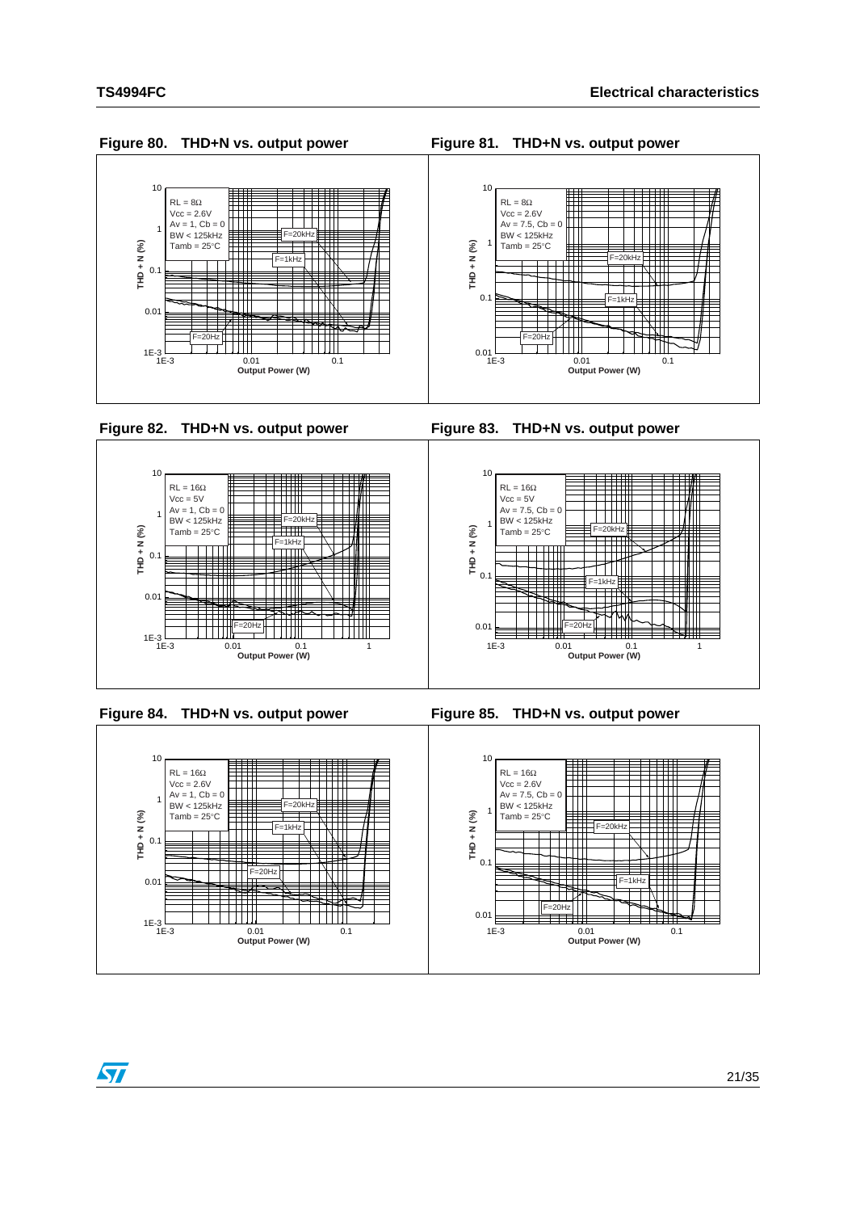**Figure 80. THD+N vs. output power**

**Figure 81. THD+N vs. output power**

**Figure 82. THD+N vs. output power**

**Figure 83. THD+N vs. output power**

**Figure 84. THD+N vs. output power**

**Figure 85. THD+N vs. output power**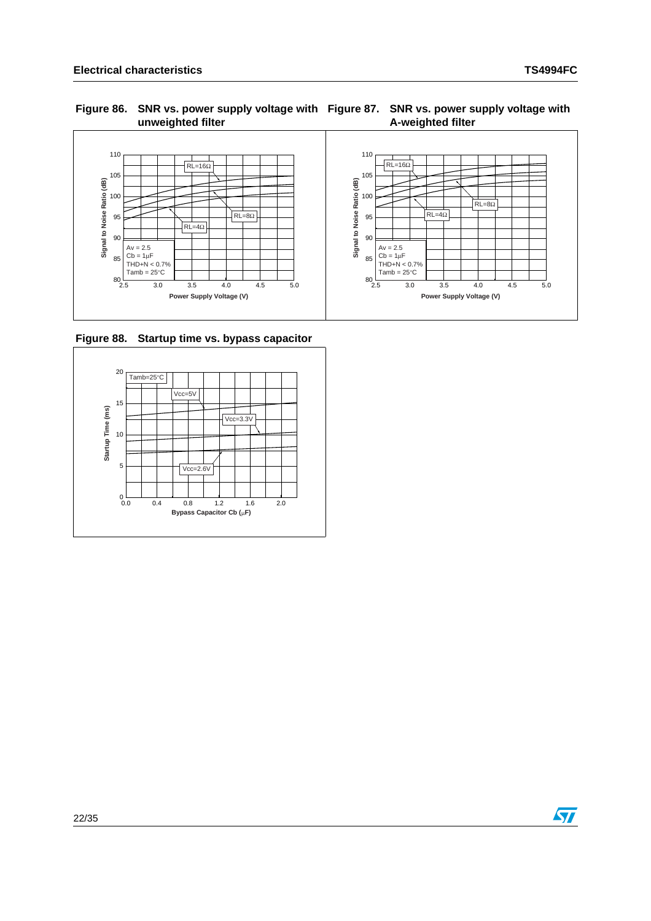**Figure 86. SNR vs. power supply voltage with unweighted filter**

**Figure 87. SNR vs. power supply voltage with A-weighted filter**

**Figure 88. Startup time vs. bypass capacitor**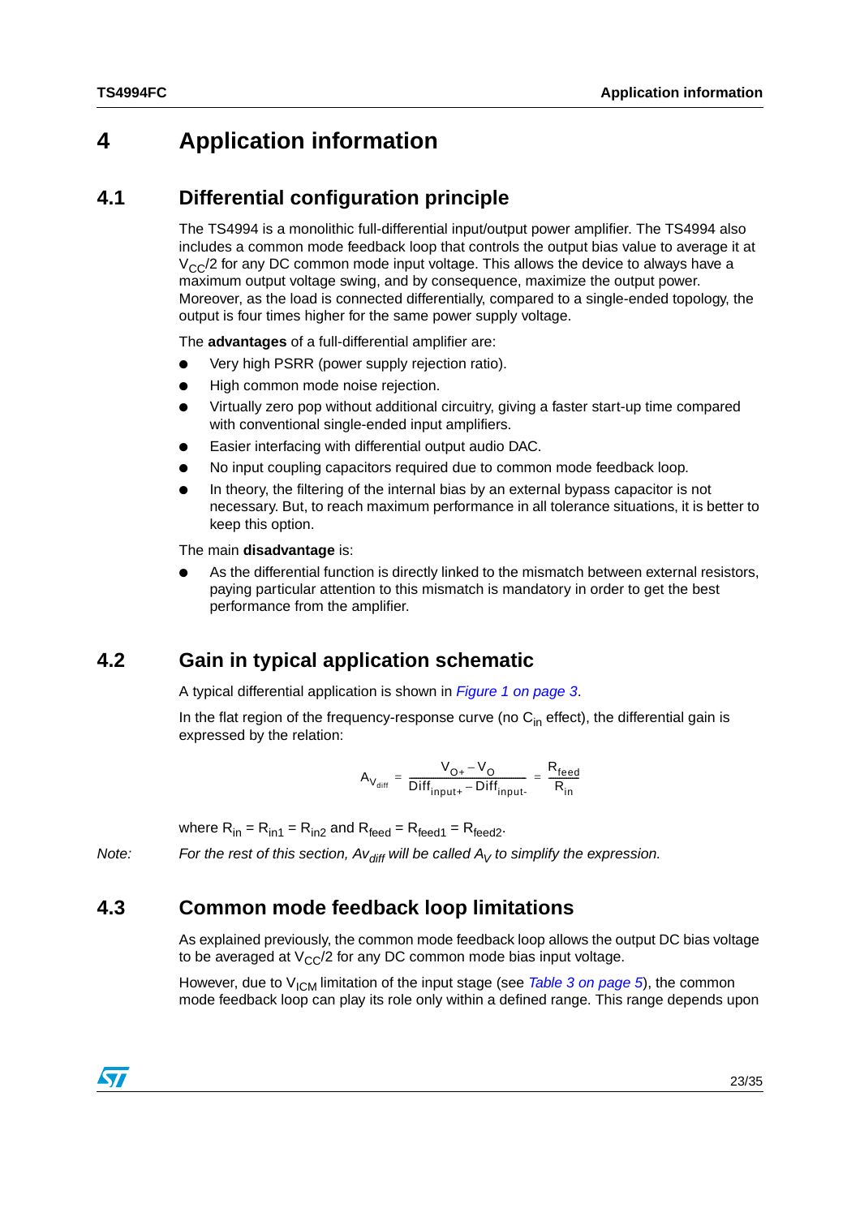# 4 Application information

## 4.1 Differential configuration principle

The TS4994 is a monolithic full-differential input/output power amplifier. The TS4994 also includes a common mode feedback loop that controls the output bias value to average it at $V_{CC}/2$ for any DC common mode input voltage. This allows the device to always have a maximum output voltage swing, and by consequence, maximize the output power. Moreover, as the load is connected differentially, compared to a single-ended topology, the output is four times higher for the same power supply voltage.

The **advantages** of a full-differential amplifier are:

- Very high PSRR (power supply rejection ratio).
- High common mode noise rejection.
- Virtually zero pop without additional circuitry, giving a faster start-up time compared with conventional single-ended input amplifiers.
- Easier interfacing with differential output audio DAC.
- No input coupling capacitors required due to common mode feedback loop.
- In theory, the filtering of the internal bias by an external bypass capacitor is not necessary. But, to reach maximum performance in all tolerance situations, it is better to keep this option.

The main **disadvantage** is:

- As the differential function is directly linked to the mismatch between external resistors, paying particular attention to this mismatch is mandatory in order to get the best performance from the amplifier.

## 4.2 Gain in typical application schematic

A typical differential application is shown in *Figure 1 on page 3*.

In the flat region of the frequency-response curve (no $C_{in}$ effect), the differential gain is expressed by the relation:

$$A_{V_{diff}} = \frac{V_{O+} - V_{O-}}{Diff_{input+} - Diff_{input-}} = \frac{R_{feed}}{R_{in}}$$

where $R_{in} = R_{in1} = R_{in2}$ and $R_{feed} = R_{feed1} = R_{feed2}$.

*Note: For the rest of this section, $Av_{diff}$ will be called $A_V$ to simplify the expression.*

## 4.3 Common mode feedback loop limitations

As explained previously, the common mode feedback loop allows the output DC bias voltage to be averaged at $V_{CC}/2$ for any DC common mode bias input voltage.

However, due to $V_{ICM}$ limitation of the input stage (see *Table 3 on page 5*), the common mode feedback loop can play its role only within a defined range. This range depends upon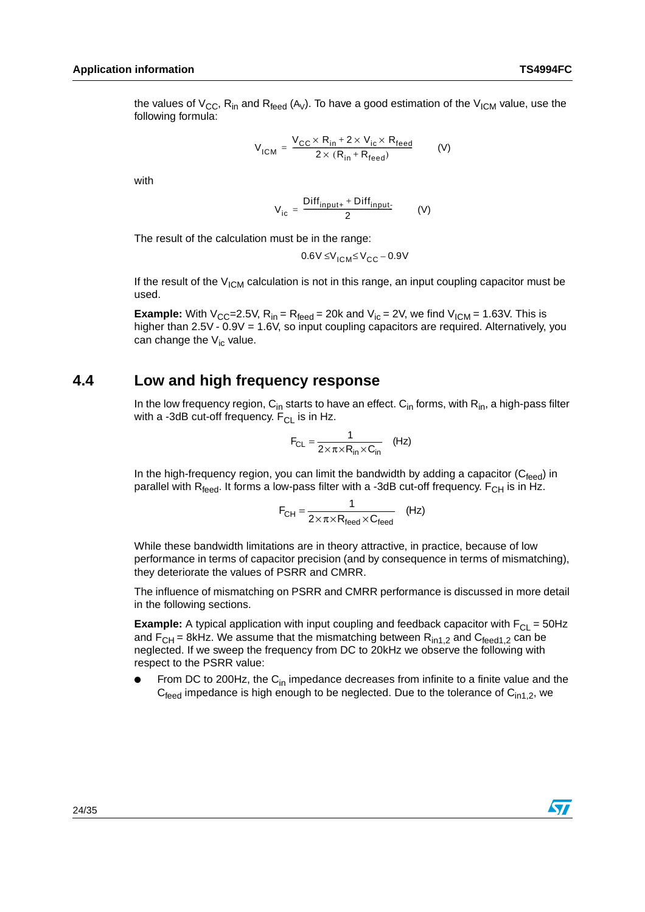the values of $V_{CC}$, $R_{in}$ and $R_{feed}$ ($A_V$). To have a good estimation of the $V_{ICM}$ value, use the following formula:

$$V_{ICM} = \frac{V_{CC} \times R_{in} + 2 \times V_{ic} \times R_{feed}}{2 \times (R_{in} + R_{feed})} \quad \text{(V)}$$

with

$$V_{ic} = \frac{Diff_{input+} + Diff_{input-}}{2} \quad \text{(V)}$$

The result of the calculation must be in the range:

$$0.6V \le V_{ICM} \le V_{CC} - 0.9V$$

If the result of the $V_{ICM}$ calculation is not in this range, an input coupling capacitor must be used.

**Example:** With $V_{CC}$=2.5V, $R_{in} = R_{feed}$ = 20k and $V_{ic}$ = 2V, we find $V_{ICM}$ = 1.63V. This is higher than 2.5V - 0.9V = 1.6V, so input coupling capacitors are required. Alternatively, you can change the $V_{ic}$ value.

## 4.4 Low and high frequency response

In the low frequency region, $C_{in}$ starts to have an effect. $C_{in}$ forms, with $R_{in}$, a high-pass filter with a -3dB cut-off frequency. $F_{CL}$ is in Hz.

$$F_{CL} = \frac{1}{2 \times \pi \times R_{in} \times C_{in}} \quad \text{(Hz)}$$

In the high-frequency region, you can limit the bandwidth by adding a capacitor ($C_{feed}$) in parallel with $R_{feed}$. It forms a low-pass filter with a -3dB cut-off frequency. $F_{CH}$ is in Hz.

$$F_{CH} = \frac{1}{2 \times \pi \times R_{feed} \times C_{feed}} \quad \text{(Hz)}$$

While these bandwidth limitations are in theory attractive, in practice, because of low performance in terms of capacitor precision (and by consequence in terms of mismatching), they deteriorate the values of PSRR and CMRR.

The influence of mismatching on PSRR and CMRR performance is discussed in more detail in the following sections.

**Example:** A typical application with input coupling and feedback capacitor with $F_{CL}$ = 50Hz and $F_{CH}$ = 8kHz. We assume that the mismatching between $R_{in1,2}$ and $C_{feed1,2}$ can be neglected. If we sweep the frequency from DC to 20kHz we observe the following with respect to the PSRR value:

- From DC to 200Hz, the $C_{in}$ impedance decreases from infinite to a finite value and the $C_{feed}$ impedance is high enough to be neglected. Due to the tolerance of $C_{in1,2}$, we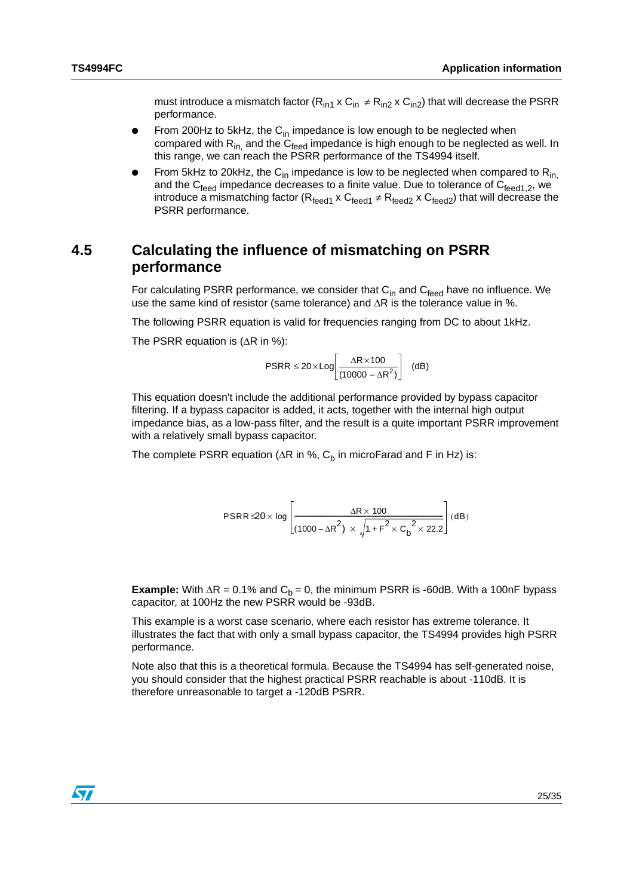must introduce a mismatch factor ($R_{in1}$ x $C_{in} \neq R_{in2}$ x $C_{in2}$) that will decrease the PSRR performance.

- From 200Hz to 5kHz, the $C_{in}$ impedance is low enough to be neglected when compared with $R_{in}$, and the $C_{feed}$ impedance is high enough to be neglected as well. In this range, we can reach the PSRR performance of the TS4994 itself.
- From 5kHz to 20kHz, the $C_{in}$ impedance is low to be neglected when compared to $R_{in}$, and the $C_{feed}$ impedance decreases to a finite value. Due to tolerance of $C_{feed1,2}$, we introduce a mismatching factor ($R_{feed1}$ x $C_{feed1} \neq R_{feed2}$ x $C_{feed2}$) that will decrease the PSRR performance.

## 4.5 Calculating the influence of mismatching on PSRR performance

For calculating PSRR performance, we consider that $C_{in}$ and $C_{feed}$ have no influence. We use the same kind of resistor (same tolerance) and $\Delta R$ is the tolerance value in %.

The following PSRR equation is valid for frequencies ranging from DC to about 1kHz.

The PSRR equation is ($\Delta R$ in %):

$$\text{PSRR} \leq 20 \times \text{Log}\left[\frac{\Delta R \times 100}{(10000 - \Delta R^2)}\right] \quad \text{(dB)}$$

This equation doesn't include the additional performance provided by bypass capacitor filtering. If a bypass capacitor is added, it acts, together with the internal high output impedance bias, as a low-pass filter, and the result is a quite important PSRR improvement with a relatively small bypass capacitor.

The complete PSRR equation ($\Delta R$ in %, $C_b$ in microFarad and F in Hz) is:

$$\text{PSRR} \leq 20 \times \log\left[\frac{\Delta R \times 100}{(1000 - \Delta R^2) \times \sqrt{1 + F^2 \times C_b^{\,2} \times 22.2}}\right] \text{(dB)}$$

**Example:** With $\Delta R$ = 0.1% and $C_b$ = 0, the minimum PSRR is -60dB. With a 100nF bypass capacitor, at 100Hz the new PSRR would be -93dB.

This example is a worst case scenario, where each resistor has extreme tolerance. It illustrates the fact that with only a small bypass capacitor, the TS4994 provides high PSRR performance.

Note also that this is a theoretical formula. Because the TS4994 has self-generated noise, you should consider that the highest practical PSRR reachable is about -110dB. It is therefore unreasonable to target a -120dB PSRR.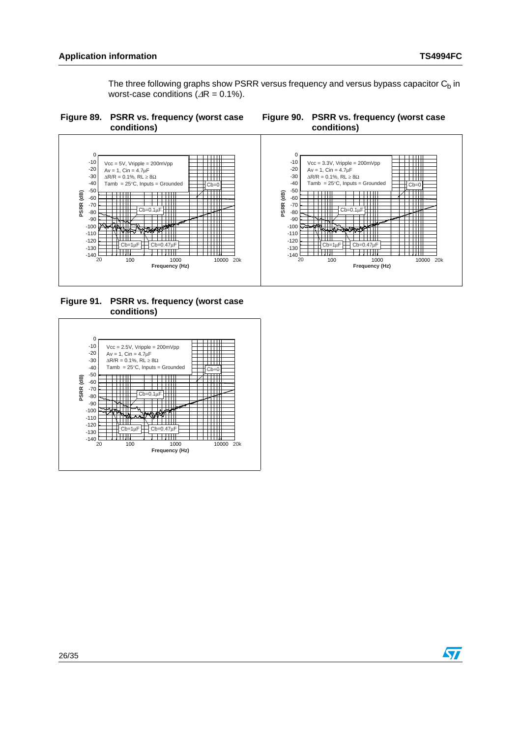The three following graphs show PSRR versus frequency and versus bypass capacitor $C_b$ in worst-case conditions ($\Delta R = 0.1\%$).

**Figure 89. PSRR vs. frequency (worst case conditions)**

**Figure 90. PSRR vs. frequency (worst case conditions)**

**Figure 91. PSRR vs. frequency (worst case conditions)**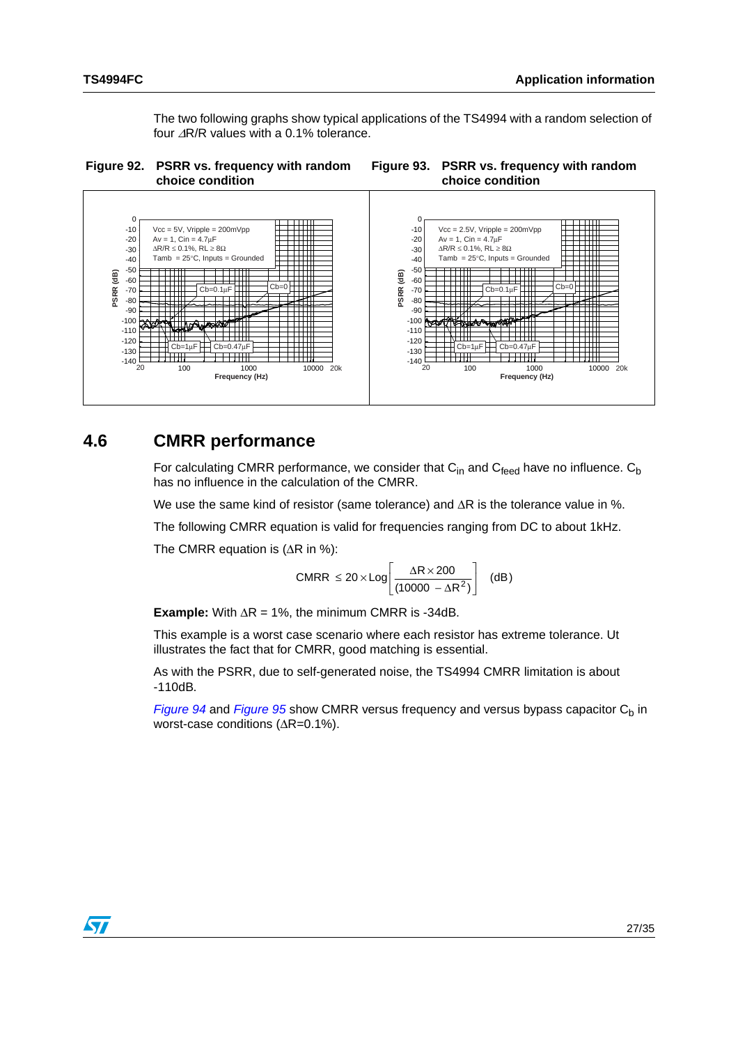The two following graphs show typical applications of the TS4994 with a random selection of four ΔR/R values with a 0.1% tolerance.

**Figure 92. PSRR vs. frequency with random choice condition**

**Figure 93. PSRR vs. frequency with random choice condition**

## 4.6 CMRR performance

For calculating CMRR performance, we consider that $C_{in}$ and $C_{feed}$ have no influence. $C_b$ has no influence in the calculation of the CMRR.

We use the same kind of resistor (same tolerance) and ΔR is the tolerance value in %.

The following CMRR equation is valid for frequencies ranging from DC to about 1kHz.

The CMRR equation is (ΔR in %):

$$\text{CMRR} \leq 20 \times \text{Log}\left[\frac{\Delta R \times 200}{(10000 - \Delta R^2)}\right] \quad \text{(dB)}$$

**Example:** With ΔR = 1%, the minimum CMRR is -34dB.

This example is a worst case scenario where each resistor has extreme tolerance. Ut illustrates the fact that for CMRR, good matching is essential.

As with the PSRR, due to self-generated noise, the TS4994 CMRR limitation is about -110dB.

*Figure 94* and *Figure 95* show CMRR versus frequency and versus bypass capacitor $C_b$ in worst-case conditions (ΔR=0.1%).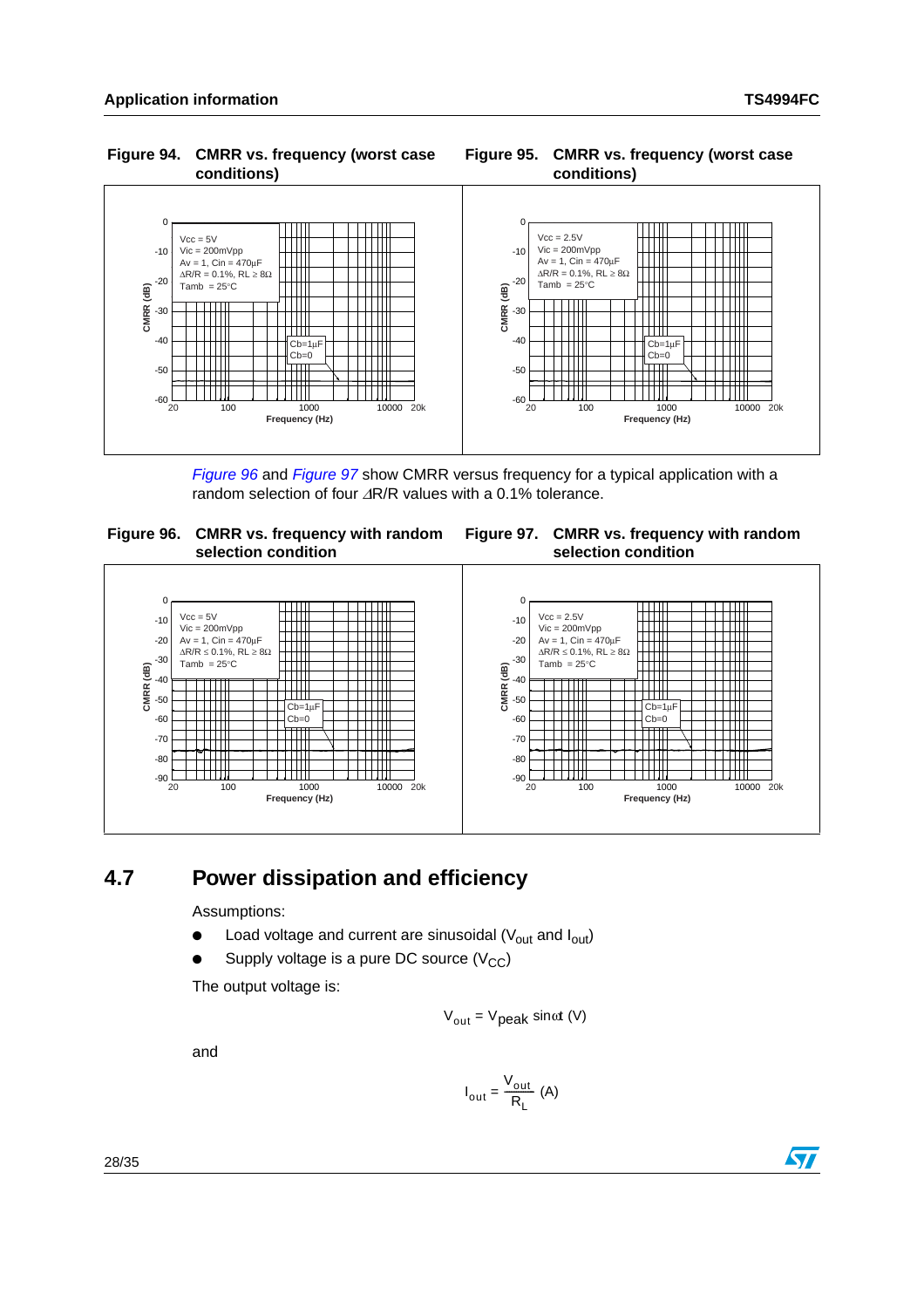**Figure 94. CMRR vs. frequency (worst case conditions)**

**Figure 95. CMRR vs. frequency (worst case conditions)**

*Figure 96* and *Figure 97* show CMRR versus frequency for a typical application with a random selection of four ΔR/R values with a 0.1% tolerance.

**Figure 96. CMRR vs. frequency with random selection condition**

**Figure 97. CMRR vs. frequency with random selection condition**

## 4.7 Power dissipation and efficiency

Assumptions:

- Load voltage and current are sinusoidal ($V_{out}$ and $I_{out}$)
- Supply voltage is a pure DC source ($V_{CC}$)

The output voltage is:

$$V_{out} = V_{peak} \sin \omega t \text{ (V)}$$

and

$$I_{out} = \frac{V_{out}}{R_L} \text{ (A)}$$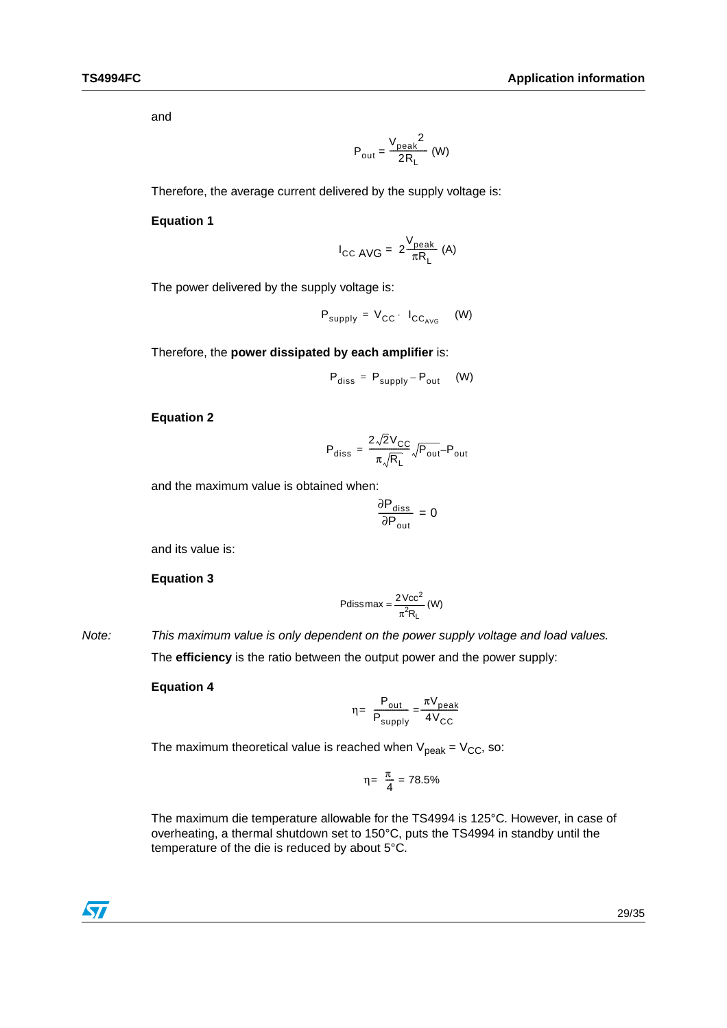and

$$P_{out} = \frac{V_{peak}^{\;2}}{2R_L} \text{ (W)}$$

Therefore, the average current delivered by the supply voltage is:

**Equation 1**

$$I_{CC\ AVG} = 2\frac{V_{peak}}{\pi R_L} \text{ (A)}$$

The power delivered by the supply voltage is:

$$P_{supply} = V_{CC} \cdot I_{CC_{AVG}} \quad \text{(W)}$$

Therefore, the **power dissipated by each amplifier** is:

$$P_{diss} = P_{supply} - P_{out} \quad \text{(W)}$$

**Equation 2**

$$P_{diss} = \frac{2\sqrt{2}V_{CC}}{\pi\sqrt{R_L}}\sqrt{P_{out}} - P_{out}$$

and the maximum value is obtained when:

$$\frac{\partial P_{diss}}{\partial P_{out}} = 0$$

and its value is:

**Equation 3**

$$Pdiss\max = \frac{2Vcc^2}{\pi^2 R_L} \text{ (W)}$$

*Note: This maximum value is only dependent on the power supply voltage and load values.*

The **efficiency** is the ratio between the output power and the power supply:

**Equation 4**

$$\eta = \frac{P_{out}}{P_{supply}} = \frac{\pi V_{peak}}{4V_{CC}}$$

The maximum theoretical value is reached when $V_{peak} = V_{CC}$, so:

$$\eta = \frac{\pi}{4} = 78.5\%$$

The maximum die temperature allowable for the TS4994 is 125°C. However, in case of overheating, a thermal shutdown set to 150°C, puts the TS4994 in standby until the temperature of the die is reduced by about 5°C.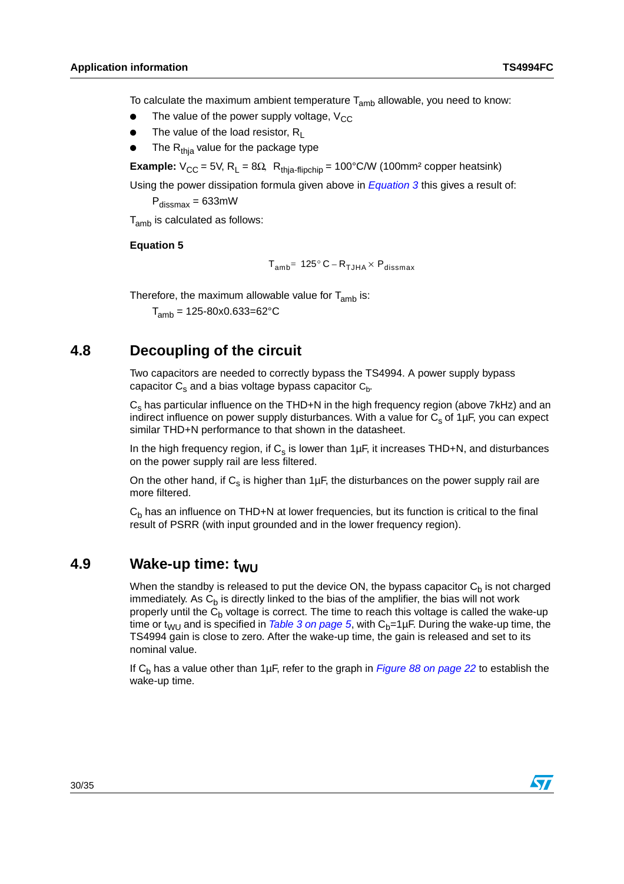To calculate the maximum ambient temperature $T_{amb}$ allowable, you need to know:

- The value of the power supply voltage, $V_{CC}$
- The value of the load resistor, $R_L$
- The $R_{thja}$ value for the package type

**Example:** $V_{CC}$ = 5V, $R_L$ = 8Ω, $R_{thja\text{-}flipchip}$ = 100°C/W (100mm² copper heatsink)

Using the power dissipation formula given above in *Equation 3* this gives a result of:

$P_{dissmax}$ = 633mW

$T_{amb}$ is calculated as follows:

**Equation 5**

$$T_{amb} = 125°C - R_{TJHA} \times P_{dissmax}$$

Therefore, the maximum allowable value for $T_{amb}$ is:

$T_{amb}$ = 125-80x0.633=62°C

## 4.8 Decoupling of the circuit

Two capacitors are needed to correctly bypass the TS4994. A power supply bypass capacitor $C_s$ and a bias voltage bypass capacitor $C_b$.

$C_s$ has particular influence on the THD+N in the high frequency region (above 7kHz) and an indirect influence on power supply disturbances. With a value for $C_s$ of 1µF, you can expect similar THD+N performance to that shown in the datasheet.

In the high frequency region, if $C_s$ is lower than 1µF, it increases THD+N, and disturbances on the power supply rail are less filtered.

On the other hand, if $C_s$ is higher than 1µF, the disturbances on the power supply rail are more filtered.

$C_b$ has an influence on THD+N at lower frequencies, but its function is critical to the final result of PSRR (with input grounded and in the lower frequency region).

## 4.9 Wake-up time: $t_{WU}$

When the standby is released to put the device ON, the bypass capacitor $C_b$ is not charged immediately. As $C_b$ is directly linked to the bias of the amplifier, the bias will not work properly until the $C_b$ voltage is correct. The time to reach this voltage is called the wake-up time or $t_{WU}$ and is specified in *Table 3 on page 5*, with $C_b$=1µF. During the wake-up time, the TS4994 gain is close to zero. After the wake-up time, the gain is released and set to its nominal value.

If $C_b$ has a value other than 1µF, refer to the graph in *Figure 88 on page 22* to establish the wake-up time.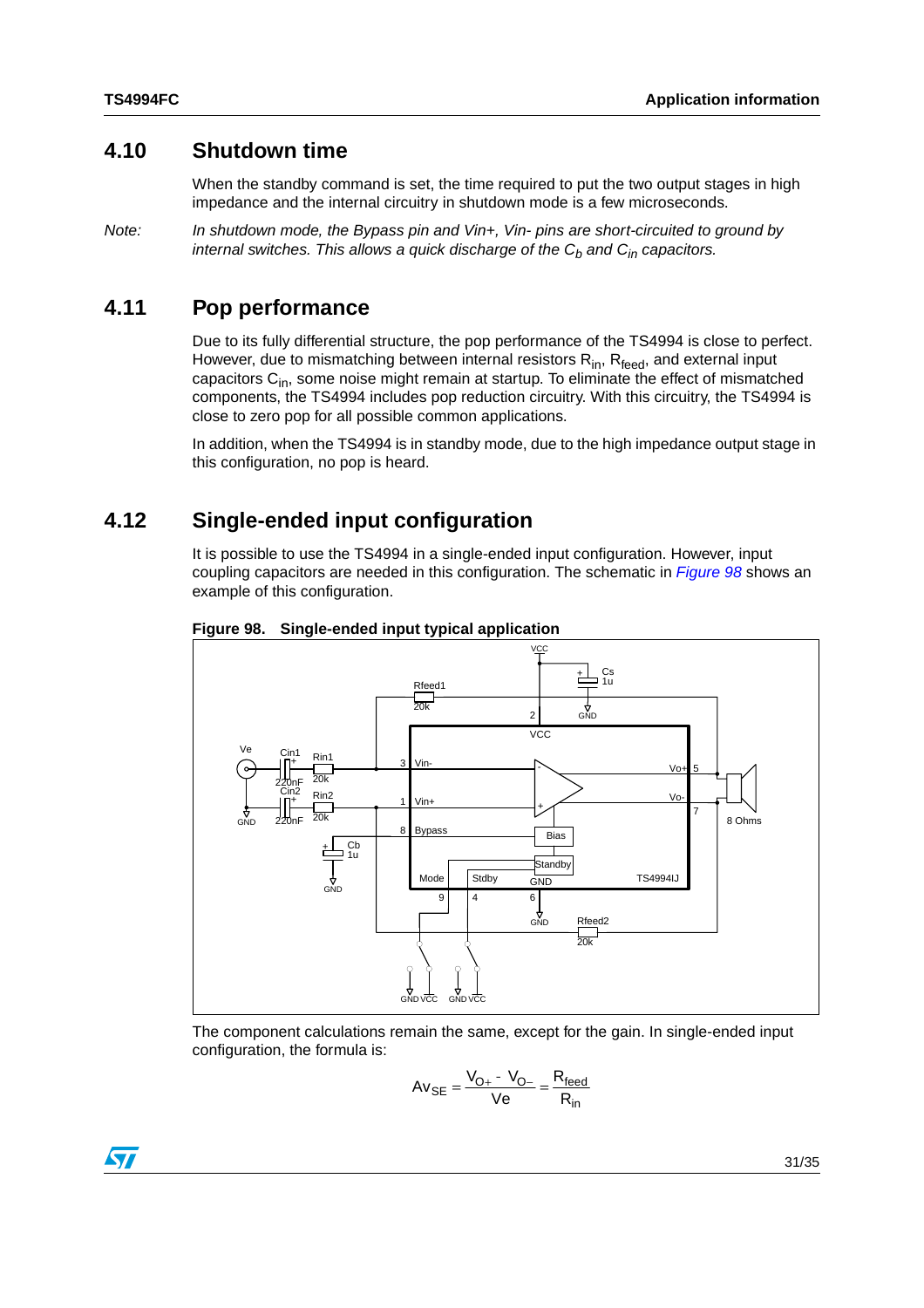## 4.10 Shutdown time

When the standby command is set, the time required to put the two output stages in high impedance and the internal circuitry in shutdown mode is a few microseconds.

*Note:* *In shutdown mode, the Bypass pin and Vin+, Vin- pins are short-circuited to ground by internal switches. This allows a quick discharge of the $C_b$ and $C_{in}$ capacitors.*

## 4.11 Pop performance

Due to its fully differential structure, the pop performance of the TS4994 is close to perfect. However, due to mismatching between internal resistors $R_{in}$, $R_{feed}$, and external input capacitors $C_{in}$, some noise might remain at startup. To eliminate the effect of mismatched components, the TS4994 includes pop reduction circuitry. With this circuitry, the TS4994 is close to zero pop for all possible common applications.

In addition, when the TS4994 is in standby mode, due to the high impedance output stage in this configuration, no pop is heard.

## 4.12 Single-ended input configuration

It is possible to use the TS4994 in a single-ended input configuration. However, input coupling capacitors are needed in this configuration. The schematic in *Figure 98* shows an example of this configuration.

**Figure 98. Single-ended input typical application**

The component calculations remain the same, except for the gain. In single-ended input configuration, the formula is:

$$Av_{SE} = \frac{V_{O+} - V_{O-}}{Ve} = \frac{R_{feed}}{R_{in}}$$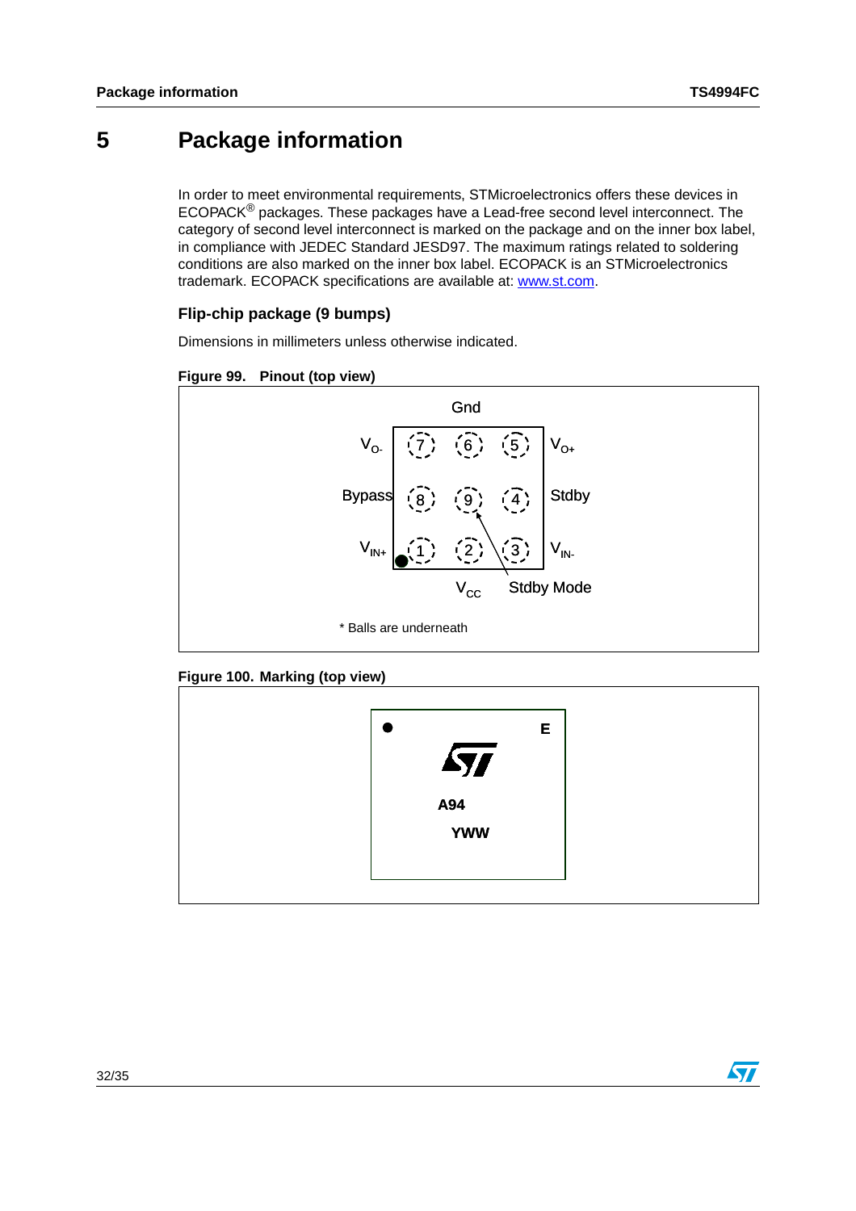# 5 Package information

In order to meet environmental requirements, STMicroelectronics offers these devices in ECOPACK® packages. These packages have a Lead-free second level interconnect. The category of second level interconnect is marked on the package and on the inner box label, in compliance with JEDEC Standard JESD97. The maximum ratings related to soldering conditions are also marked on the inner box label. ECOPACK is an STMicroelectronics trademark. ECOPACK specifications are available at: www.st.com.

## Flip-chip package (9 bumps)

Dimensions in millimeters unless otherwise indicated.

**Figure 99. Pinout (top view)**

Gnd

| | | | | |
|---|---|---|---|---|
| $V_{O-}$ | 7 | 6 | 5 | $V_{O+}$ |
| Bypass | 8 | 9 | 4 | Stdby |
| $V_{IN+}$ | 1 | 2 | 3 | $V_{IN-}$ |

$V_{CC}$ Stdby Mode

\* Balls are underneath

**Figure 100. Marking (top view)**

E

A94

YWW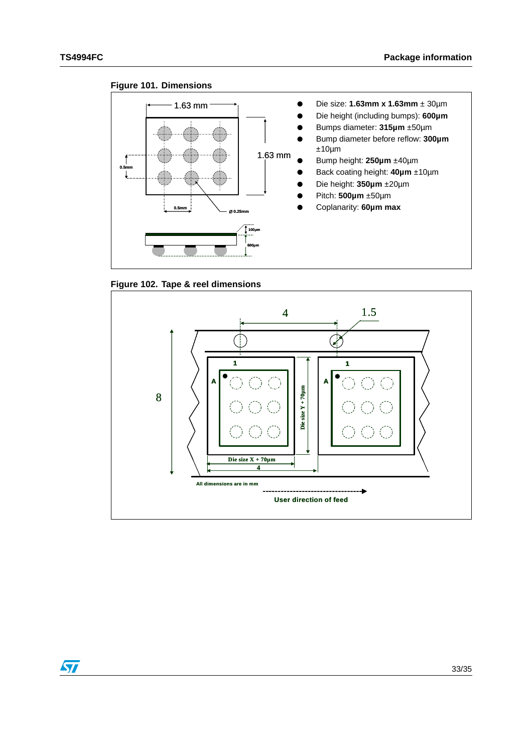**Figure 101. Dimensions**

- Die size: **1.63mm x 1.63mm** ± 30µm
- Die height (including bumps): **600µm**
- Bumps diameter: **315µm** ±50µm
- Bump diameter before reflow: **300µm** ±10µm
- Bump height: **250µm** ±40µm
- Back coating height: **40µm** ±10µm
- Die height: **350µm** ±20µm
- Pitch: **500µm** ±50µm
- Coplanarity: **60µm max**

**Figure 102. Tape & reel dimensions**

All dimensions are in mm

User direction of feed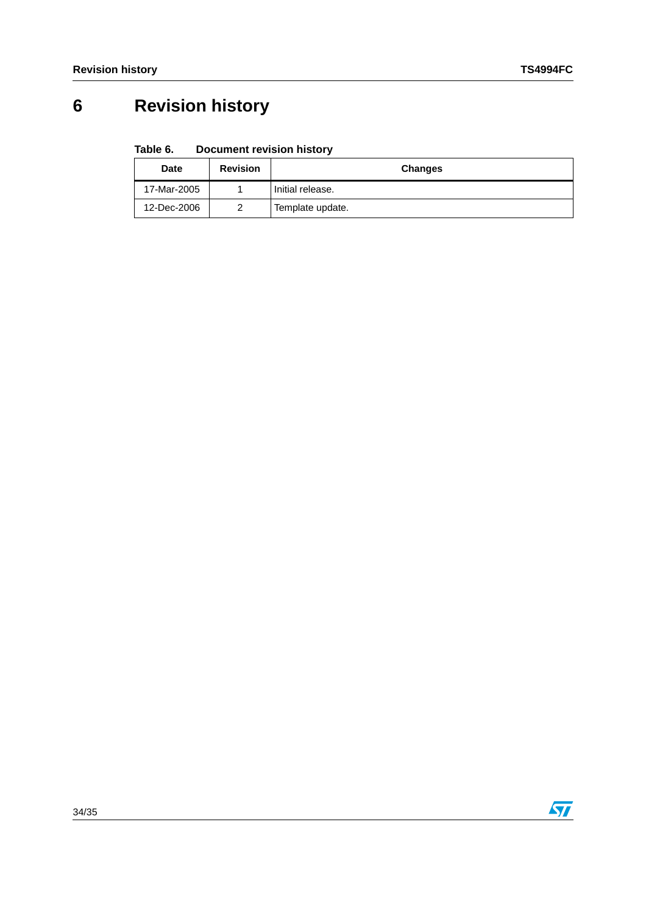# 6 Revision history

Table 6. Document revision history

| Date | Revision | Changes |
|---|---|---|
| 17-Mar-2005 | 1 | Initial release. |
| 12-Dec-2006 | 2 | Template update. |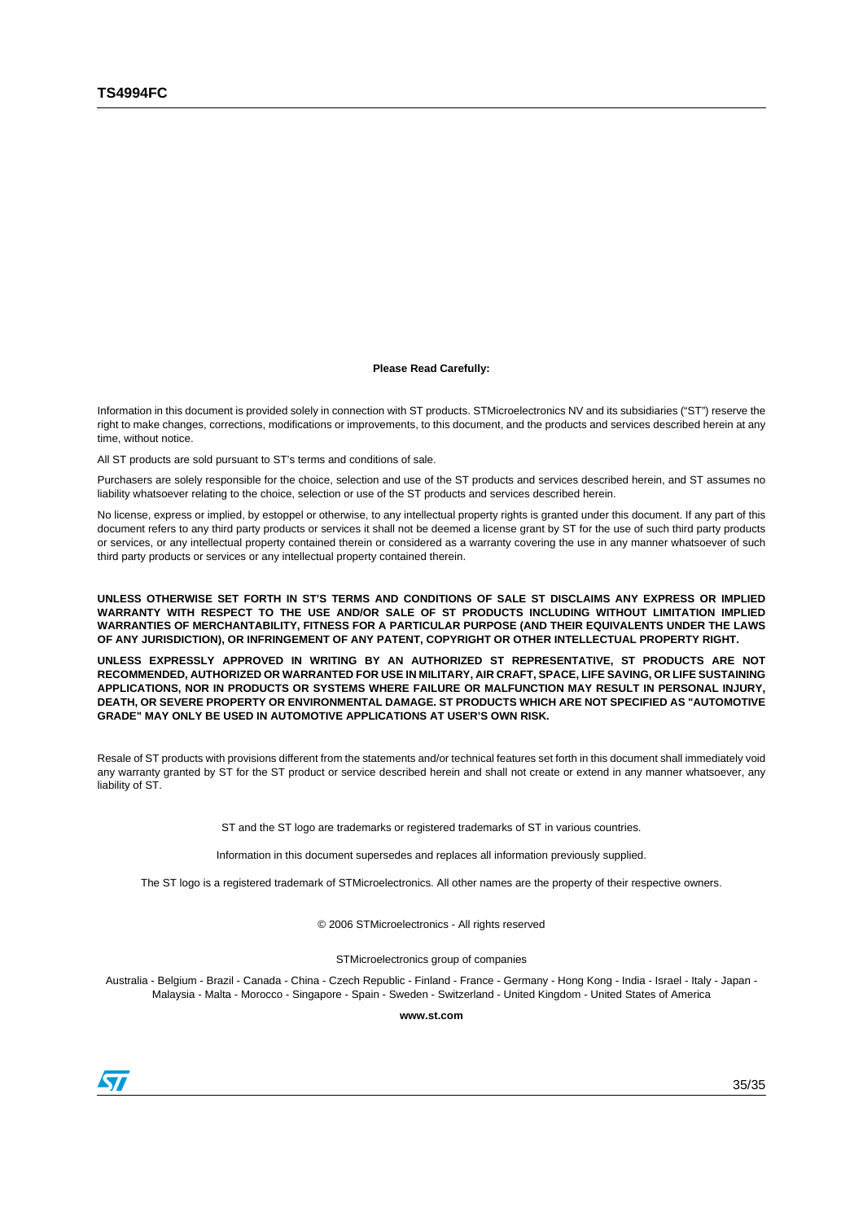**Please Read Carefully:**

Information in this document is provided solely in connection with ST products. STMicroelectronics NV and its subsidiaries ("ST") reserve the right to make changes, corrections, modifications or improvements, to this document, and the products and services described herein at any time, without notice.

All ST products are sold pursuant to ST's terms and conditions of sale.

Purchasers are solely responsible for the choice, selection and use of the ST products and services described herein, and ST assumes no liability whatsoever relating to the choice, selection or use of the ST products and services described herein.

No license, express or implied, by estoppel or otherwise, to any intellectual property rights is granted under this document. If any part of this document refers to any third party products or services it shall not be deemed a license grant by ST for the use of such third party products or services, or any intellectual property contained therein or considered as a warranty covering the use in any manner whatsoever of such third party products or services or any intellectual property contained therein.

**UNLESS OTHERWISE SET FORTH IN ST'S TERMS AND CONDITIONS OF SALE ST DISCLAIMS ANY EXPRESS OR IMPLIED WARRANTY WITH RESPECT TO THE USE AND/OR SALE OF ST PRODUCTS INCLUDING WITHOUT LIMITATION IMPLIED WARRANTIES OF MERCHANTABILITY, FITNESS FOR A PARTICULAR PURPOSE (AND THEIR EQUIVALENTS UNDER THE LAWS OF ANY JURISDICTION), OR INFRINGEMENT OF ANY PATENT, COPYRIGHT OR OTHER INTELLECTUAL PROPERTY RIGHT.**

**UNLESS EXPRESSLY APPROVED IN WRITING BY AN AUTHORIZED ST REPRESENTATIVE, ST PRODUCTS ARE NOT RECOMMENDED, AUTHORIZED OR WARRANTED FOR USE IN MILITARY, AIR CRAFT, SPACE, LIFE SAVING, OR LIFE SUSTAINING APPLICATIONS, NOR IN PRODUCTS OR SYSTEMS WHERE FAILURE OR MALFUNCTION MAY RESULT IN PERSONAL INJURY, DEATH, OR SEVERE PROPERTY OR ENVIRONMENTAL DAMAGE. ST PRODUCTS WHICH ARE NOT SPECIFIED AS "AUTOMOTIVE GRADE" MAY ONLY BE USED IN AUTOMOTIVE APPLICATIONS AT USER'S OWN RISK.**

Resale of ST products with provisions different from the statements and/or technical features set forth in this document shall immediately void any warranty granted by ST for the ST product or service described herein and shall not create or extend in any manner whatsoever, any liability of ST.

ST and the ST logo are trademarks or registered trademarks of ST in various countries.

Information in this document supersedes and replaces all information previously supplied.

The ST logo is a registered trademark of STMicroelectronics. All other names are the property of their respective owners.

© 2006 STMicroelectronics - All rights reserved

STMicroelectronics group of companies

Australia - Belgium - Brazil - Canada - China - Czech Republic - Finland - France - Germany - Hong Kong - India - Israel - Italy - Japan - Malaysia - Malta - Morocco - Singapore - Spain - Sweden - Switzerland - United Kingdom - United States of America

**www.st.com**